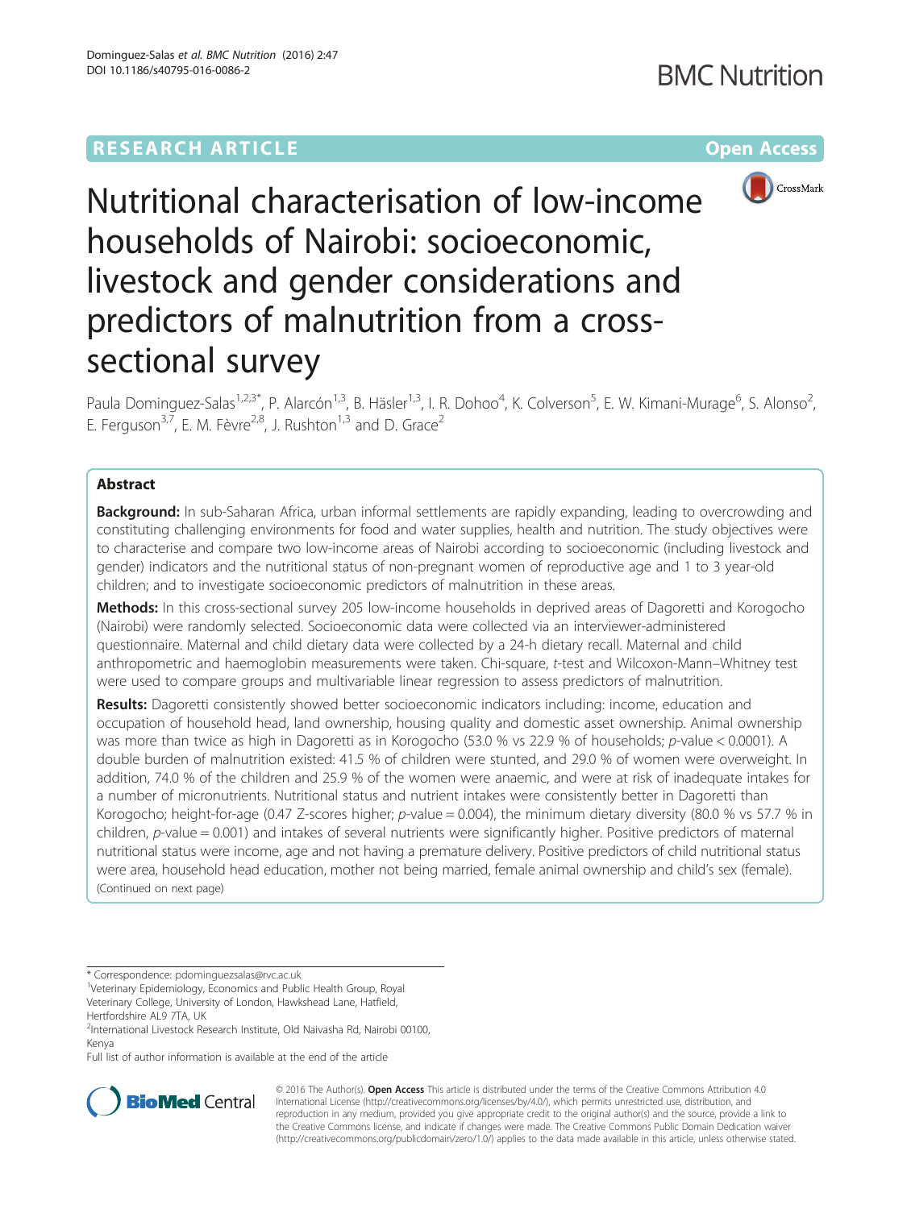RESEARCH ARTICLE

Open Access

# Nutritional characterisation of low-income households of Nairobi: socioeconomic, livestock and gender considerations and predictors of malnutrition from a cross-sectional survey

Paula Dominguez-Salas[1,2,3*], P. Alarcón[1,3], B. Häsler[1,3], I. R. Dohoo[4], K. Colverson[5], E. W. Kimani-Murage[6], S. Alonso[2], E. Ferguson[3,7], E. M. Fèvre[2,8], J. Rushton[1,3] and D. Grace[2]

## Abstract

**Background:** In sub-Saharan Africa, urban informal settlements are rapidly expanding, leading to overcrowding and constituting challenging environments for food and water supplies, health and nutrition. The study objectives were to characterise and compare two low-income areas of Nairobi according to socioeconomic (including livestock and gender) indicators and the nutritional status of non-pregnant women of reproductive age and 1 to 3 year-old children; and to investigate socioeconomic predictors of malnutrition in these areas.

**Methods:** In this cross-sectional survey 205 low-income households in deprived areas of Dagoretti and Korogocho (Nairobi) were randomly selected. Socioeconomic data were collected via an interviewer-administered questionnaire. Maternal and child dietary data were collected by a 24-h dietary recall. Maternal and child anthropometric and haemoglobin measurements were taken. Chi-square, *t*-test and Wilcoxon-Mann–Whitney test were used to compare groups and multivariable linear regression to assess predictors of malnutrition.

**Results:** Dagoretti consistently showed better socioeconomic indicators including: income, education and occupation of household head, land ownership, housing quality and domestic asset ownership. Animal ownership was more than twice as high in Dagoretti as in Korogocho (53.0 % vs 22.9 % of households; *p*-value < 0.0001). A double burden of malnutrition existed: 41.5 % of children were stunted, and 29.0 % of women were overweight. In addition, 74.0 % of the children and 25.9 % of the women were anaemic, and were at risk of inadequate intakes for a number of micronutrients. Nutritional status and nutrient intakes were consistently better in Dagoretti than Korogocho; height-for-age (0.47 Z-scores higher; *p*-value = 0.004), the minimum dietary diversity (80.0 % vs 57.7 % in children, *p*-value = 0.001) and intakes of several nutrients were significantly higher. Positive predictors of maternal nutritional status were income, age and not having a premature delivery. Positive predictors of child nutritional status were area, household head education, mother not being married, female animal ownership and child's sex (female).

(Continued on next page)

\* Correspondence: pdominguezsalas@rvc.ac.uk

[1]Veterinary Epidemiology, Economics and Public Health Group, Royal Veterinary College, University of London, Hawkshead Lane, Hatfield, Hertfordshire AL9 7TA, UK

[2]International Livestock Research Institute, Old Naivasha Rd, Nairobi 00100, Kenya

Full list of author information is available at the end of the article

© 2016 The Author(s). **Open Access** This article is distributed under the terms of the Creative Commons Attribution 4.0 International License (http://creativecommons.org/licenses/by/4.0/), which permits unrestricted use, distribution, and reproduction in any medium, provided you give appropriate credit to the original author(s) and the source, provide a link to the Creative Commons license, and indicate if changes were made. The Creative Commons Public Domain Dedication waiver (http://creativecommons.org/publicdomain/zero/1.0/) applies to the data made available in this article, unless otherwise stated.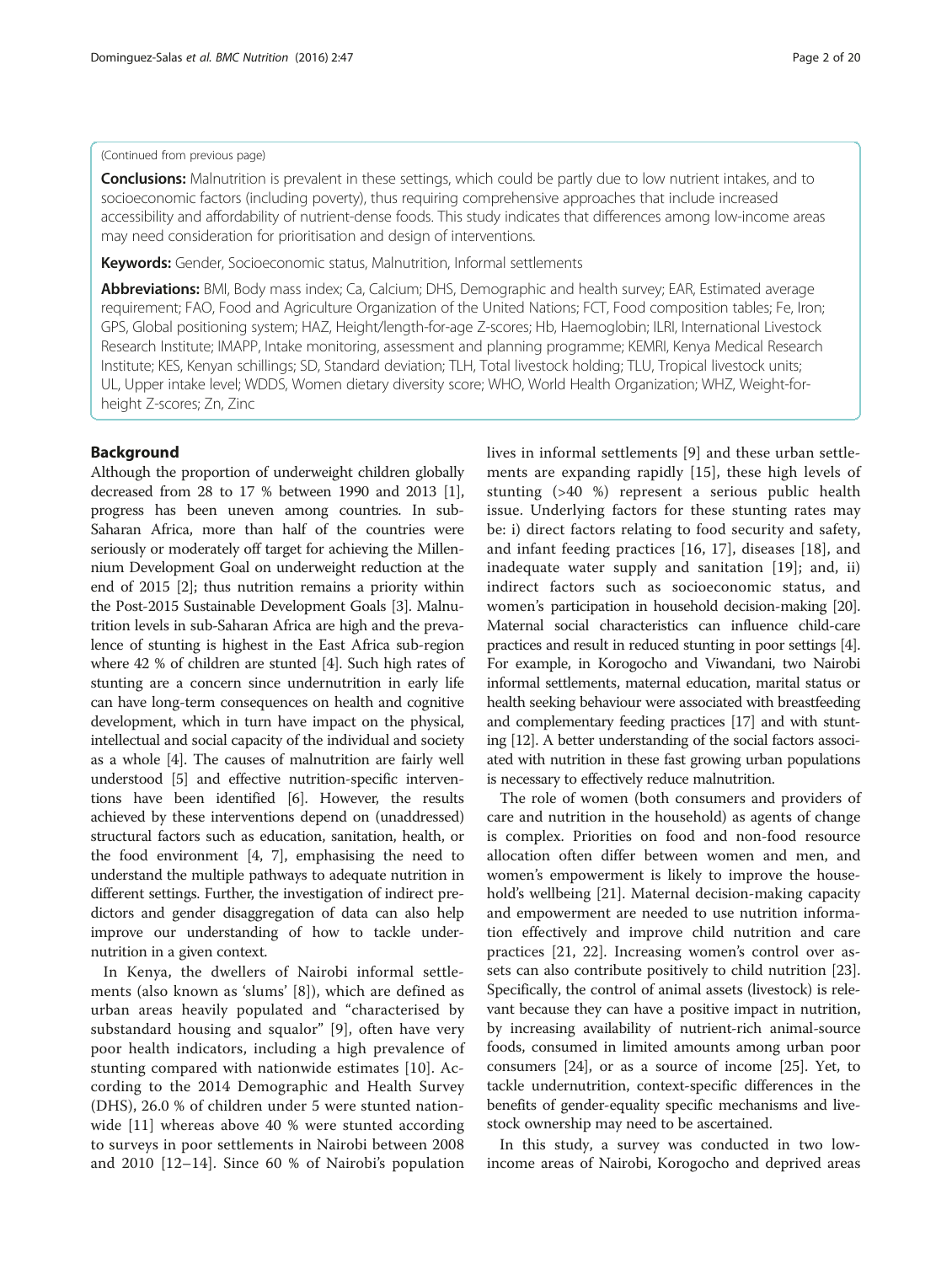(Continued from previous page)

**Conclusions:** Malnutrition is prevalent in these settings, which could be partly due to low nutrient intakes, and to socioeconomic factors (including poverty), thus requiring comprehensive approaches that include increased accessibility and affordability of nutrient-dense foods. This study indicates that differences among low-income areas may need consideration for prioritisation and design of interventions.

**Keywords:** Gender, Socioeconomic status, Malnutrition, Informal settlements

**Abbreviations:** BMI, Body mass index; Ca, Calcium; DHS, Demographic and health survey; EAR, Estimated average requirement; FAO, Food and Agriculture Organization of the United Nations; FCT, Food composition tables; Fe, Iron; GPS, Global positioning system; HAZ, Height/length-for-age Z-scores; Hb, Haemoglobin; ILRI, International Livestock Research Institute; IMAPP, Intake monitoring, assessment and planning programme; KEMRI, Kenya Medical Research Institute; KES, Kenyan schillings; SD, Standard deviation; TLH, Total livestock holding; TLU, Tropical livestock units; UL, Upper intake level; WDDS, Women dietary diversity score; WHO, World Health Organization; WHZ, Weight-for-height Z-scores; Zn, Zinc

## Background

Although the proportion of underweight children globally decreased from 28 to 17 % between 1990 and 2013 [1], progress has been uneven among countries. In sub-Saharan Africa, more than half of the countries were seriously or moderately off target for achieving the Millennium Development Goal on underweight reduction at the end of 2015 [2]; thus nutrition remains a priority within the Post-2015 Sustainable Development Goals [3]. Malnutrition levels in sub-Saharan Africa are high and the prevalence of stunting is highest in the East Africa sub-region where 42 % of children are stunted [4]. Such high rates of stunting are a concern since undernutrition in early life can have long-term consequences on health and cognitive development, which in turn have impact on the physical, intellectual and social capacity of the individual and society as a whole [4]. The causes of malnutrition are fairly well understood [5] and effective nutrition-specific interventions have been identified [6]. However, the results achieved by these interventions depend on (unaddressed) structural factors such as education, sanitation, health, or the food environment [4, 7], emphasising the need to understand the multiple pathways to adequate nutrition in different settings. Further, the investigation of indirect predictors and gender disaggregation of data can also help improve our understanding of how to tackle undernutrition in a given context.

In Kenya, the dwellers of Nairobi informal settlements (also known as 'slums' [8]), which are defined as urban areas heavily populated and "characterised by substandard housing and squalor" [9], often have very poor health indicators, including a high prevalence of stunting compared with nationwide estimates [10]. According to the 2014 Demographic and Health Survey (DHS), 26.0 % of children under 5 were stunted nationwide [11] whereas above 40 % were stunted according to surveys in poor settlements in Nairobi between 2008 and 2010 [12–14]. Since 60 % of Nairobi's population lives in informal settlements [9] and these urban settlements are expanding rapidly [15], these high levels of stunting (>40 %) represent a serious public health issue. Underlying factors for these stunting rates may be: i) direct factors relating to food security and safety, and infant feeding practices [16, 17], diseases [18], and inadequate water supply and sanitation [19]; and, ii) indirect factors such as socioeconomic status, and women's participation in household decision-making [20]. Maternal social characteristics can influence child-care practices and result in reduced stunting in poor settings [4]. For example, in Korogocho and Viwandani, two Nairobi informal settlements, maternal education, marital status or health seeking behaviour were associated with breastfeeding and complementary feeding practices [17] and with stunting [12]. A better understanding of the social factors associated with nutrition in these fast growing urban populations is necessary to effectively reduce malnutrition.

The role of women (both consumers and providers of care and nutrition in the household) as agents of change is complex. Priorities on food and non-food resource allocation often differ between women and men, and women's empowerment is likely to improve the household's wellbeing [21]. Maternal decision-making capacity and empowerment are needed to use nutrition information effectively and improve child nutrition and care practices [21, 22]. Increasing women's control over assets can also contribute positively to child nutrition [23]. Specifically, the control of animal assets (livestock) is relevant because they can have a positive impact in nutrition, by increasing availability of nutrient-rich animal-source foods, consumed in limited amounts among urban poor consumers [24], or as a source of income [25]. Yet, to tackle undernutrition, context-specific differences in the benefits of gender-equality specific mechanisms and livestock ownership may need to be ascertained.

In this study, a survey was conducted in two low-income areas of Nairobi, Korogocho and deprived areas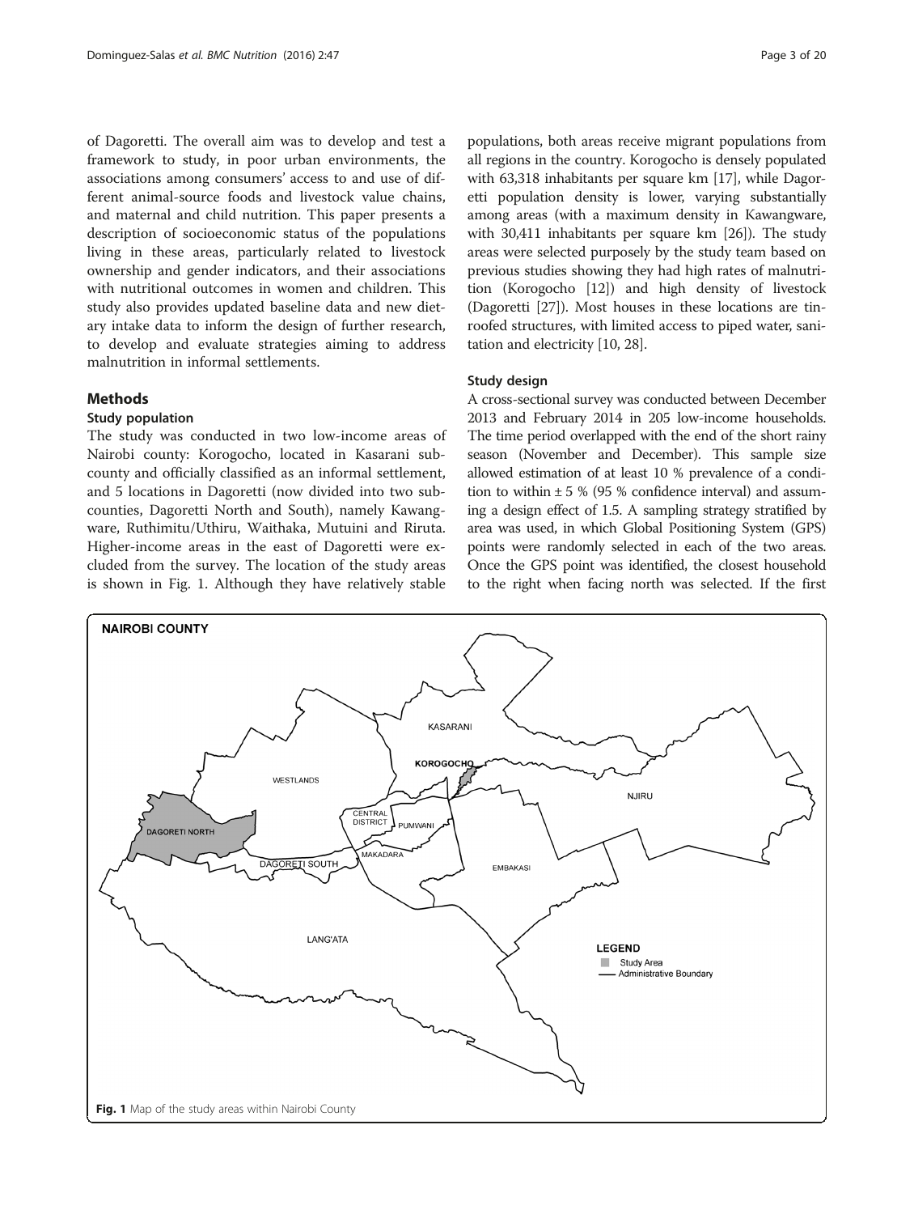of Dagoretti. The overall aim was to develop and test a framework to study, in poor urban environments, the associations among consumers' access to and use of different animal-source foods and livestock value chains, and maternal and child nutrition. This paper presents a description of socioeconomic status of the populations living in these areas, particularly related to livestock ownership and gender indicators, and their associations with nutritional outcomes in women and children. This study also provides updated baseline data and new dietary intake data to inform the design of further research, to develop and evaluate strategies aiming to address malnutrition in informal settlements.

## Methods

### Study population

The study was conducted in two low-income areas of Nairobi county: Korogocho, located in Kasarani sub-county and officially classified as an informal settlement, and 5 locations in Dagoretti (now divided into two sub-counties, Dagoretti North and South), namely Kawangware, Ruthimitu/Uthiru, Waithaka, Mutuini and Riruta. Higher-income areas in the east of Dagoretti were excluded from the survey. The location of the study areas is shown in Fig. 1. Although they have relatively stable populations, both areas receive migrant populations from all regions in the country. Korogocho is densely populated with 63,318 inhabitants per square km [17], while Dagoretti population density is lower, varying substantially among areas (with a maximum density in Kawangware, with 30,411 inhabitants per square km [26]). The study areas were selected purposely by the study team based on previous studies showing they had high rates of malnutrition (Korogocho [12]) and high density of livestock (Dagoretti [27]). Most houses in these locations are tin-roofed structures, with limited access to piped water, sanitation and electricity [10, 28].

### Study design

A cross-sectional survey was conducted between December 2013 and February 2014 in 205 low-income households. The time period overlapped with the end of the short rainy season (November and December). This sample size allowed estimation of at least 10 % prevalence of a condition to within ± 5 % (95 % confidence interval) and assuming a design effect of 1.5. A sampling strategy stratified by area was used, in which Global Positioning System (GPS) points were randomly selected in each of the two areas. Once the GPS point was identified, the closest household to the right when facing north was selected. If the first

**Fig. 1** Map of the study areas within Nairobi County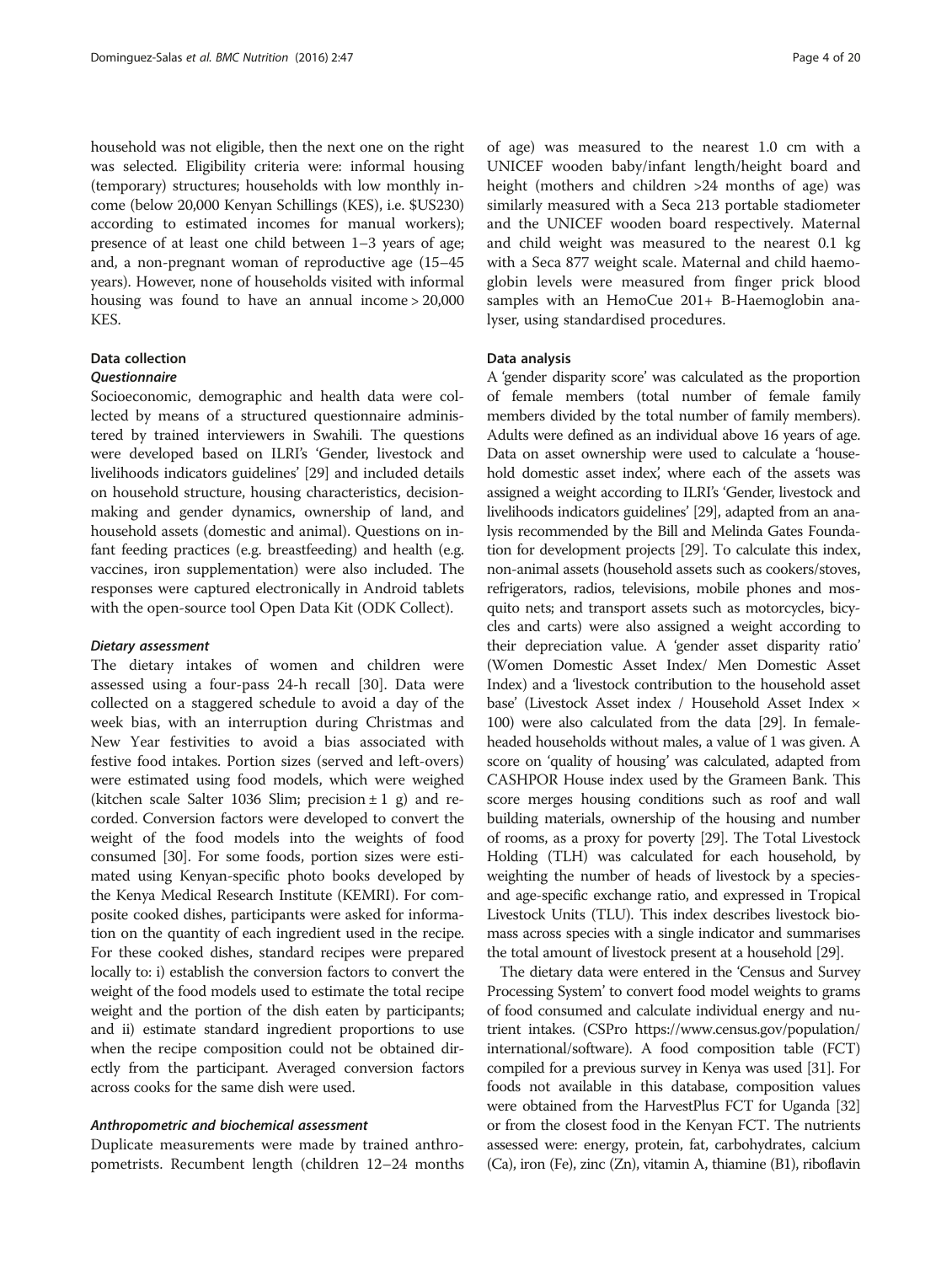household was not eligible, then the next one on the right was selected. Eligibility criteria were: informal housing (temporary) structures; households with low monthly income (below 20,000 Kenyan Schillings (KES), i.e. $US230) according to estimated incomes for manual workers); presence of at least one child between 1–3 years of age; and, a non-pregnant woman of reproductive age (15–45 years). However, none of households visited with informal housing was found to have an annual income > 20,000 KES.

### Data collection

#### *Questionnaire*

Socioeconomic, demographic and health data were collected by means of a structured questionnaire administered by trained interviewers in Swahili. The questions were developed based on ILRI's 'Gender, livestock and livelihoods indicators guidelines' [29] and included details on household structure, housing characteristics, decision-making and gender dynamics, ownership of land, and household assets (domestic and animal). Questions on infant feeding practices (e.g. breastfeeding) and health (e.g. vaccines, iron supplementation) were also included. The responses were captured electronically in Android tablets with the open-source tool Open Data Kit (ODK Collect).

#### *Dietary assessment*

The dietary intakes of women and children were assessed using a four-pass 24-h recall [30]. Data were collected on a staggered schedule to avoid a day of the week bias, with an interruption during Christmas and New Year festivities to avoid a bias associated with festive food intakes. Portion sizes (served and left-overs) were estimated using food models, which were weighed (kitchen scale Salter 1036 Slim; precision ± 1 g) and recorded. Conversion factors were developed to convert the weight of the food models into the weights of food consumed [30]. For some foods, portion sizes were estimated using Kenyan-specific photo books developed by the Kenya Medical Research Institute (KEMRI). For composite cooked dishes, participants were asked for information on the quantity of each ingredient used in the recipe. For these cooked dishes, standard recipes were prepared locally to: i) establish the conversion factors to convert the weight of the food models used to estimate the total recipe weight and the portion of the dish eaten by participants; and ii) estimate standard ingredient proportions to use when the recipe composition could not be obtained directly from the participant. Averaged conversion factors across cooks for the same dish were used.

#### *Anthropometric and biochemical assessment*

Duplicate measurements were made by trained anthropometrists. Recumbent length (children 12–24 months of age) was measured to the nearest 1.0 cm with a UNICEF wooden baby/infant length/height board and height (mothers and children >24 months of age) was similarly measured with a Seca 213 portable stadiometer and the UNICEF wooden board respectively. Maternal and child weight was measured to the nearest 0.1 kg with a Seca 877 weight scale. Maternal and child haemoglobin levels were measured from finger prick blood samples with an HemoCue 201+ B-Haemoglobin analyser, using standardised procedures.

### Data analysis

A 'gender disparity score' was calculated as the proportion of female members (total number of female family members divided by the total number of family members). Adults were defined as an individual above 16 years of age. Data on asset ownership were used to calculate a 'household domestic asset index', where each of the assets was assigned a weight according to ILRI's 'Gender, livestock and livelihoods indicators guidelines' [29], adapted from an analysis recommended by the Bill and Melinda Gates Foundation for development projects [29]. To calculate this index, non-animal assets (household assets such as cookers/stoves, refrigerators, radios, televisions, mobile phones and mosquito nets; and transport assets such as motorcycles, bicycles and carts) were also assigned a weight according to their depreciation value. A 'gender asset disparity ratio' (Women Domestic Asset Index/ Men Domestic Asset Index) and a 'livestock contribution to the household asset base' (Livestock Asset index / Household Asset Index × 100) were also calculated from the data [29]. In female-headed households without males, a value of 1 was given. A score on 'quality of housing' was calculated, adapted from CASHPOR House index used by the Grameen Bank. This score merges housing conditions such as roof and wall building materials, ownership of the housing and number of rooms, as a proxy for poverty [29]. The Total Livestock Holding (TLH) was calculated for each household, by weighting the number of heads of livestock by a species- and age-specific exchange ratio, and expressed in Tropical Livestock Units (TLU). This index describes livestock biomass across species with a single indicator and summarises the total amount of livestock present at a household [29].

The dietary data were entered in the 'Census and Survey Processing System' to convert food model weights to grams of food consumed and calculate individual energy and nutrient intakes. (CSPro https://www.census.gov/population/international/software). A food composition table (FCT) compiled for a previous survey in Kenya was used [31]. For foods not available in this database, composition values were obtained from the HarvestPlus FCT for Uganda [32] or from the closest food in the Kenyan FCT. The nutrients assessed were: energy, protein, fat, carbohydrates, calcium (Ca), iron (Fe), zinc (Zn), vitamin A, thiamine (B1), riboflavin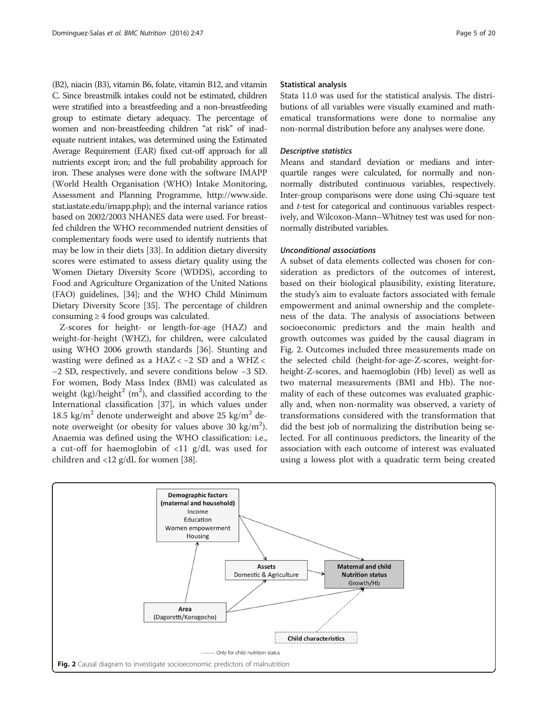(B2), niacin (B3), vitamin B6, folate, vitamin B12, and vitamin C. Since breastmilk intakes could not be estimated, children were stratified into a breastfeeding and a non-breastfeeding group to estimate dietary adequacy. The percentage of women and non-breastfeeding children "at risk" of inadequate nutrient intakes, was determined using the Estimated Average Requirement (EAR) fixed cut-off approach for all nutrients except iron; and the full probability approach for iron. These analyses were done with the software IMAPP (World Health Organisation (WHO) Intake Monitoring, Assessment and Planning Programme, http://www.side.stat.iastate.edu/imapp.php); and the internal variance ratios based on 2002/2003 NHANES data were used. For breastfed children the WHO recommended nutrient densities of complementary foods were used to identify nutrients that may be low in their diets [33]. In addition dietary diversity scores were estimated to assess dietary quality using the Women Dietary Diversity Score (WDDS), according to Food and Agriculture Organization of the United Nations (FAO) guidelines, [34]; and the WHO Child Minimum Dietary Diversity Score [35]. The percentage of children consuming ≥ 4 food groups was calculated.

Z-scores for height- or length-for-age (HAZ) and weight-for-height (WHZ), for children, were calculated using WHO 2006 growth standards [36]. Stunting and wasting were defined as a HAZ < −2 SD and a WHZ < −2 SD, respectively, and severe conditions below −3 SD. For women, Body Mass Index (BMI) was calculated as weight (kg)/height$^2$ (m$^2$), and classified according to the International classification [37], in which values under 18.5 kg/m$^2$ denote underweight and above 25 kg/m$^2$ denote overweight (or obesity for values above 30 kg/m$^2$). Anaemia was defined using the WHO classification: i.e., a cut-off for haemoglobin of <11 g/dL was used for children and <12 g/dL for women [38].

### Statistical analysis

Stata 11.0 was used for the statistical analysis. The distributions of all variables were visually examined and mathematical transformations were done to normalise any non-normal distribution before any analyses were done.

#### *Descriptive statistics*

Means and standard deviation or medians and interquartile ranges were calculated, for normally and non-normally distributed continuous variables, respectively. Inter-group comparisons were done using Chi-square test and *t*-test for categorical and continuous variables respectively, and Wilcoxon-Mann–Whitney test was used for non-normally distributed variables.

#### *Unconditional associations*

A subset of data elements collected was chosen for consideration as predictors of the outcomes of interest, based on their biological plausibility, existing literature, the study's aim to evaluate factors associated with female empowerment and animal ownership and the completeness of the data. The analysis of associations between socioeconomic predictors and the main health and growth outcomes was guided by the causal diagram in Fig. 2. Outcomes included three measurements made on the selected child (height-for-age-Z-scores, weight-for-height-Z-scores, and haemoglobin (Hb) level) as well as two maternal measurements (BMI and Hb). The normality of each of these outcomes was evaluated graphically and, when non-normality was observed, a variety of transformations considered with the transformation that did the best job of normalizing the distribution being selected. For all continuous predictors, the linearity of the association with each outcome of interest was evaluated using a lowess plot with a quadratic term being created

Demographic factors (maternal and household): Income, Education, Women empowerment, Housing

Assets: Domestic & Agriculture

Maternal and child Nutrition status: Growth/Hb

Area (Dagoretti/Korogocho)

Child characteristics

- - - - Only for child nutrition status

**Fig. 2** Causal diagram to investigate socioeconomic predictors of malnutrition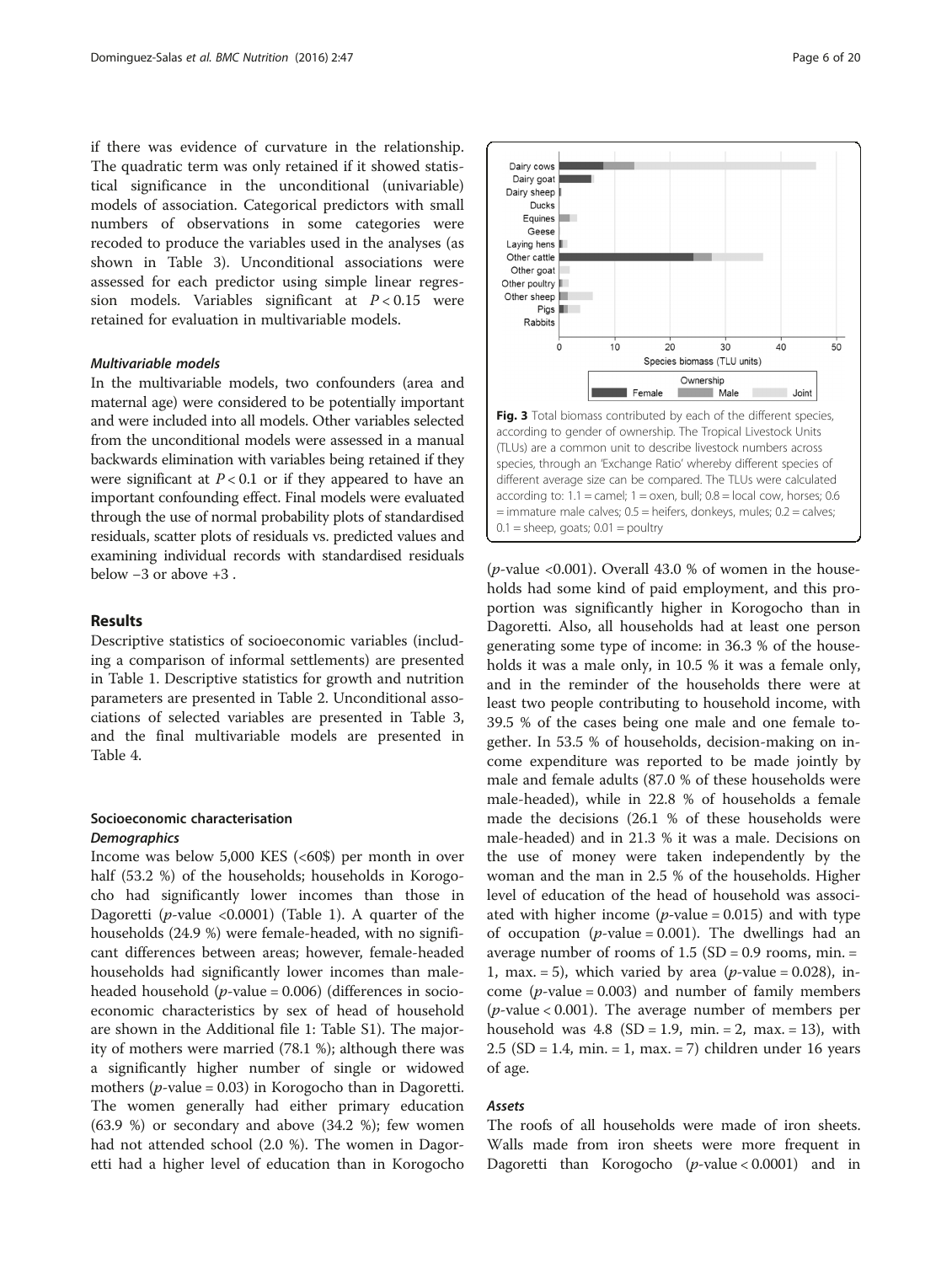if there was evidence of curvature in the relationship. The quadratic term was only retained if it showed statistical significance in the unconditional (univariable) models of association. Categorical predictors with small numbers of observations in some categories were recoded to produce the variables used in the analyses (as shown in Table 3). Unconditional associations were assessed for each predictor using simple linear regression models. Variables significant at $P < 0.15$ were retained for evaluation in multivariable models.

#### *Multivariable models*

In the multivariable models, two confounders (area and maternal age) were considered to be potentially important and were included into all models. Other variables selected from the unconditional models were assessed in a manual backwards elimination with variables being retained if they were significant at $P < 0.1$ or if they appeared to have an important confounding effect. Final models were evaluated through the use of normal probability plots of standardised residuals, scatter plots of residuals vs. predicted values and examining individual records with standardised residuals below −3 or above +3 .

## Results

Descriptive statistics of socioeconomic variables (including a comparison of informal settlements) are presented in Table 1. Descriptive statistics for growth and nutrition parameters are presented in Table 2. Unconditional associations of selected variables are presented in Table 3, and the final multivariable models are presented in Table 4.

### Socioeconomic characterisation

#### *Demographics*

Income was below 5,000 KES (<60$) per month in over half (53.2 %) of the households; households in Korogocho had significantly lower incomes than those in Dagoretti (*p*-value <0.0001) (Table 1). A quarter of the households (24.9 %) were female-headed, with no significant differences between areas; however, female-headed households had significantly lower incomes than male-headed household (*p*-value = 0.006) (differences in socioeconomic characteristics by sex of head of household are shown in the Additional file 1: Table S1). The majority of mothers were married (78.1 %); although there was a significantly higher number of single or widowed mothers (*p*-value = 0.03) in Korogocho than in Dagoretti. The women generally had either primary education (63.9 %) or secondary and above (34.2 %); few women had not attended school (2.0 %). The women in Dagoretti had a higher level of education than in Korogocho (*p*-value <0.001). Overall 43.0 % of women in the households had some kind of paid employment, and this proportion was significantly higher in Korogocho than in Dagoretti. Also, all households had at least one person generating some type of income: in 36.3 % of the households it was a male only, in 10.5 % it was a female only, and in the reminder of the households there were at least two people contributing to household income, with 39.5 % of the cases being one male and one female together. In 53.5 % of households, decision-making on income expenditure was reported to be made jointly by male and female adults (87.0 % of these households were male-headed), while in 22.8 % of households a female made the decisions (26.1 % of these households were male-headed) and in 21.3 % it was a male. Decisions on the use of money were taken independently by the woman and the man in 2.5 % of the households. Higher level of education of the head of household was associated with higher income (*p*-value = 0.015) and with type of occupation (*p*-value = 0.001). The dwellings had an average number of rooms of 1.5 (SD = 0.9 rooms, min. = 1, max. = 5), which varied by area (*p*-value = 0.028), income (*p*-value = 0.003) and number of family members (*p*-value < 0.001). The average number of members per household was 4.8 (SD = 1.9, min. = 2, max. = 13), with 2.5 (SD = 1.4, min. = 1, max. = 7) children under 16 years of age.

**Fig. 3** Total biomass contributed by each of the different species, according to gender of ownership. The Tropical Livestock Units (TLUs) are a common unit to describe livestock numbers across species, through an 'Exchange Ratio' whereby different species of different average size can be compared. The TLUs were calculated according to: 1.1 = camel; 1 = oxen, bull; 0.8 = local cow, horses; 0.6 = immature male calves; 0.5 = heifers, donkeys, mules; 0.2 = calves; 0.1 = sheep, goats; 0.01 = poultry

#### *Assets*

The roofs of all households were made of iron sheets. Walls made from iron sheets were more frequent in Dagoretti than Korogocho (*p*-value < 0.0001) and in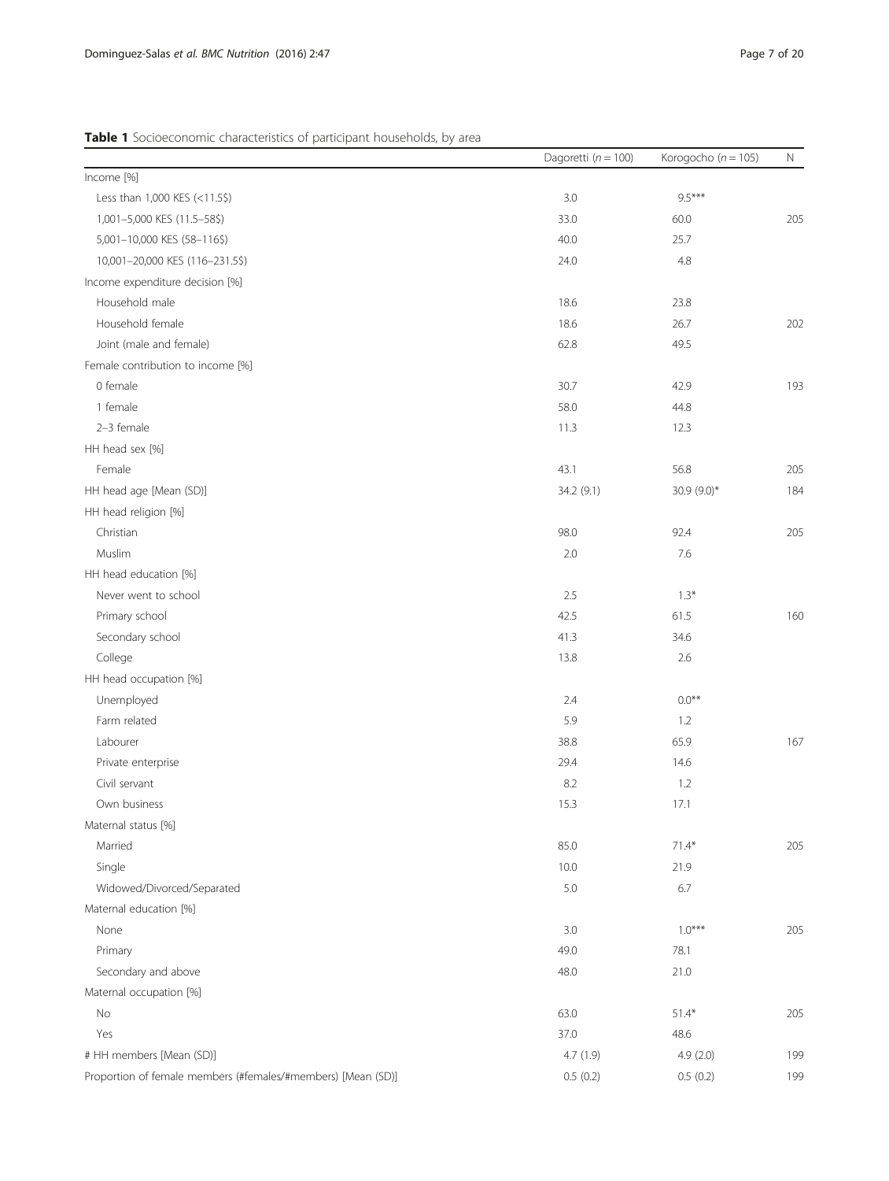**Table 1** Socioeconomic characteristics of participant households, by area

| | Dagoretti ($n = 100$) | Korogocho ($n = 105$) | N |
|---|---|---|---|
| Income [%] | | | |
| Less than 1,000 KES (<11.5$) | 3.0 | 9.5*** | |
| 1,001–5,000 KES (11.5–58$) | 33.0 | 60.0 | 205 |
| 5,001–10,000 KES (58–116$) | 40.0 | 25.7 | |
| 10,001–20,000 KES (116–231.5$) | 24.0 | 4.8 | |
| Income expenditure decision [%] | | | |
| Household male | 18.6 | 23.8 | |
| Household female | 18.6 | 26.7 | 202 |
| Joint (male and female) | 62.8 | 49.5 | |
| Female contribution to income [%] | | | |
| 0 female | 30.7 | 42.9 | 193 |
| 1 female | 58.0 | 44.8 | |
| 2–3 female | 11.3 | 12.3 | |
| HH head sex [%] | | | |
| Female | 43.1 | 56.8 | 205 |
| HH head age [Mean (SD)] | 34.2 (9.1) | 30.9 (9.0)* | 184 |
| HH head religion [%] | | | |
| Christian | 98.0 | 92.4 | 205 |
| Muslim | 2.0 | 7.6 | |
| HH head education [%] | | | |
| Never went to school | 2.5 | 1.3* | |
| Primary school | 42.5 | 61.5 | 160 |
| Secondary school | 41.3 | 34.6 | |
| College | 13.8 | 2.6 | |
| HH head occupation [%] | | | |
| Unemployed | 2.4 | 0.0** | |
| Farm related | 5.9 | 1.2 | |
| Labourer | 38.8 | 65.9 | 167 |
| Private enterprise | 29.4 | 14.6 | |
| Civil servant | 8.2 | 1.2 | |
| Own business | 15.3 | 17.1 | |
| Maternal status [%] | | | |
| Married | 85.0 | 71.4* | 205 |
| Single | 10.0 | 21.9 | |
| Widowed/Divorced/Separated | 5.0 | 6.7 | |
| Maternal education [%] | | | |
| None | 3.0 | 1.0*** | 205 |
| Primary | 49.0 | 78.1 | |
| Secondary and above | 48.0 | 21.0 | |
| Maternal occupation [%] | | | |
| No | 63.0 | 51.4* | 205 |
| Yes | 37.0 | 48.6 | |
| # HH members [Mean (SD)] | 4.7 (1.9) | 4.9 (2.0) | 199 |
| Proportion of female members (#females/#members) [Mean (SD)] | 0.5 (0.2) | 0.5 (0.2) | 199 |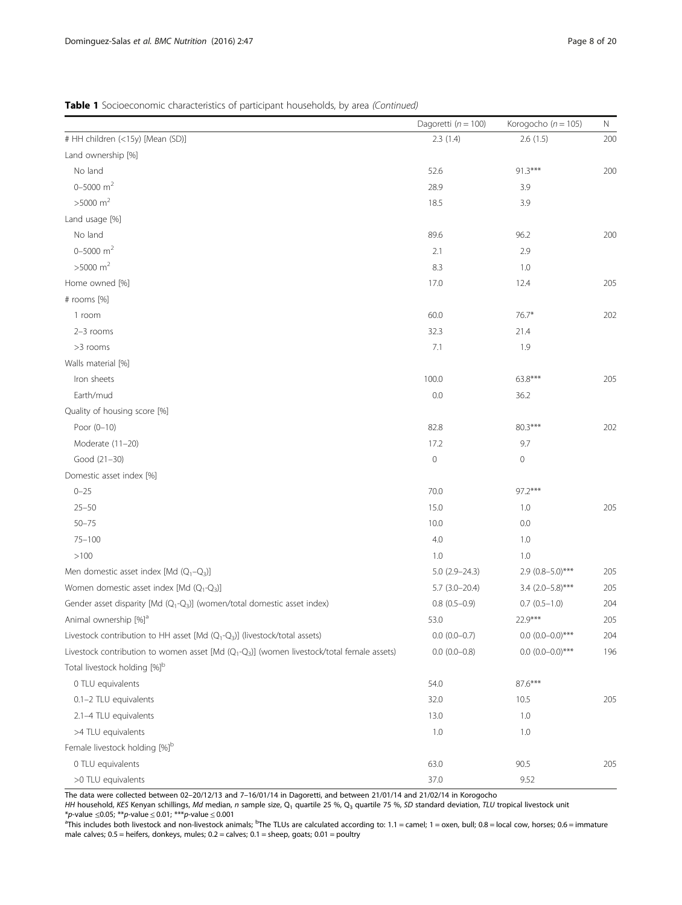**Table 1** Socioeconomic characteristics of participant households, by area *(Continued)*

| | Dagoretti ($n = 100$) | Korogocho ($n = 105$) | N |
|---|---|---|---|
| # HH children (<15y) [Mean (SD)] | 2.3 (1.4) | 2.6 (1.5) | 200 |
| Land ownership [%] | | | |
| No land | 52.6 | 91.3*** | 200 |
| 0–5000 $m^2$ | 28.9 | 3.9 | |
| >5000 $m^2$ | 18.5 | 3.9 | |
| Land usage [%] | | | |
| No land | 89.6 | 96.2 | 200 |
| 0–5000 $m^2$ | 2.1 | 2.9 | |
| >5000 $m^2$ | 8.3 | 1.0 | |
| Home owned [%] | 17.0 | 12.4 | 205 |
| # rooms [%] | | | |
| 1 room | 60.0 | 76.7* | 202 |
| 2–3 rooms | 32.3 | 21.4 | |
| >3 rooms | 7.1 | 1.9 | |
| Walls material [%] | | | |
| Iron sheets | 100.0 | 63.8*** | 205 |
| Earth/mud | 0.0 | 36.2 | |
| Quality of housing score [%] | | | |
| Poor (0–10) | 82.8 | 80.3*** | 202 |
| Moderate (11–20) | 17.2 | 9.7 | |
| Good (21–30) | 0 | 0 | |
| Domestic asset index [%] | | | |
| 0–25 | 70.0 | 97.2*** | |
| 25–50 | 15.0 | 1.0 | 205 |
| 50–75 | 10.0 | 0.0 | |
| 75–100 | 4.0 | 1.0 | |
| >100 | 1.0 | 1.0 | |
| Men domestic asset index [Md ($Q_1$–$Q_3$)] | 5.0 (2.9–24.3) | 2.9 (0.8–5.0)*** | 205 |
| Women domestic asset index [Md ($Q_1$-$Q_3$)] | 5.7 (3.0–20.4) | 3.4 (2.0–5.8)*** | 205 |
| Gender asset disparity [Md ($Q_1$-$Q_3$)] (women/total domestic asset index) | 0.8 (0.5–0.9) | 0.7 (0.5–1.0) | 204 |
| Animal ownership [%][a] | 53.0 | 22.9*** | 205 |
| Livestock contribution to HH asset [Md ($Q_1$-$Q_3$)] (livestock/total assets) | 0.0 (0.0–0.7) | 0.0 (0.0–0.0)*** | 204 |
| Livestock contribution to women asset [Md ($Q_1$-$Q_3$)] (women livestock/total female assets) | 0.0 (0.0–0.8) | 0.0 (0.0–0.0)*** | 196 |
| Total livestock holding [%][b] | | | |
| 0 TLU equivalents | 54.0 | 87.6*** | |
| 0.1–2 TLU equivalents | 32.0 | 10.5 | 205 |
| 2.1–4 TLU equivalents | 13.0 | 1.0 | |
| >4 TLU equivalents | 1.0 | 1.0 | |
| Female livestock holding [%][b] | | | |
| 0 TLU equivalents | 63.0 | 90.5 | 205 |
| >0 TLU equivalents | 37.0 | 9.52 | |

The data were collected between 02–20/12/13 and 7–16/01/14 in Dagoretti, and between 21/01/14 and 21/02/14 in Korogocho

*HH* household, *KES* Kenyan schillings, *Md* median, *n* sample size, $Q_1$ quartile 25 %, $Q_3$ quartile 75 %, *SD* standard deviation, *TLU* tropical livestock unit

**p*-value ≤0.05; ***p*-value ≤ 0.01; ****p*-value ≤ 0.001

[a]This includes both livestock and non-livestock animals; [b]The TLUs are calculated according to: 1.1 = camel; 1 = oxen, bull; 0.8 = local cow, horses; 0.6 = immature male calves; 0.5 = heifers, donkeys, mules; 0.2 = calves; 0.1 = sheep, goats; 0.01 = poultry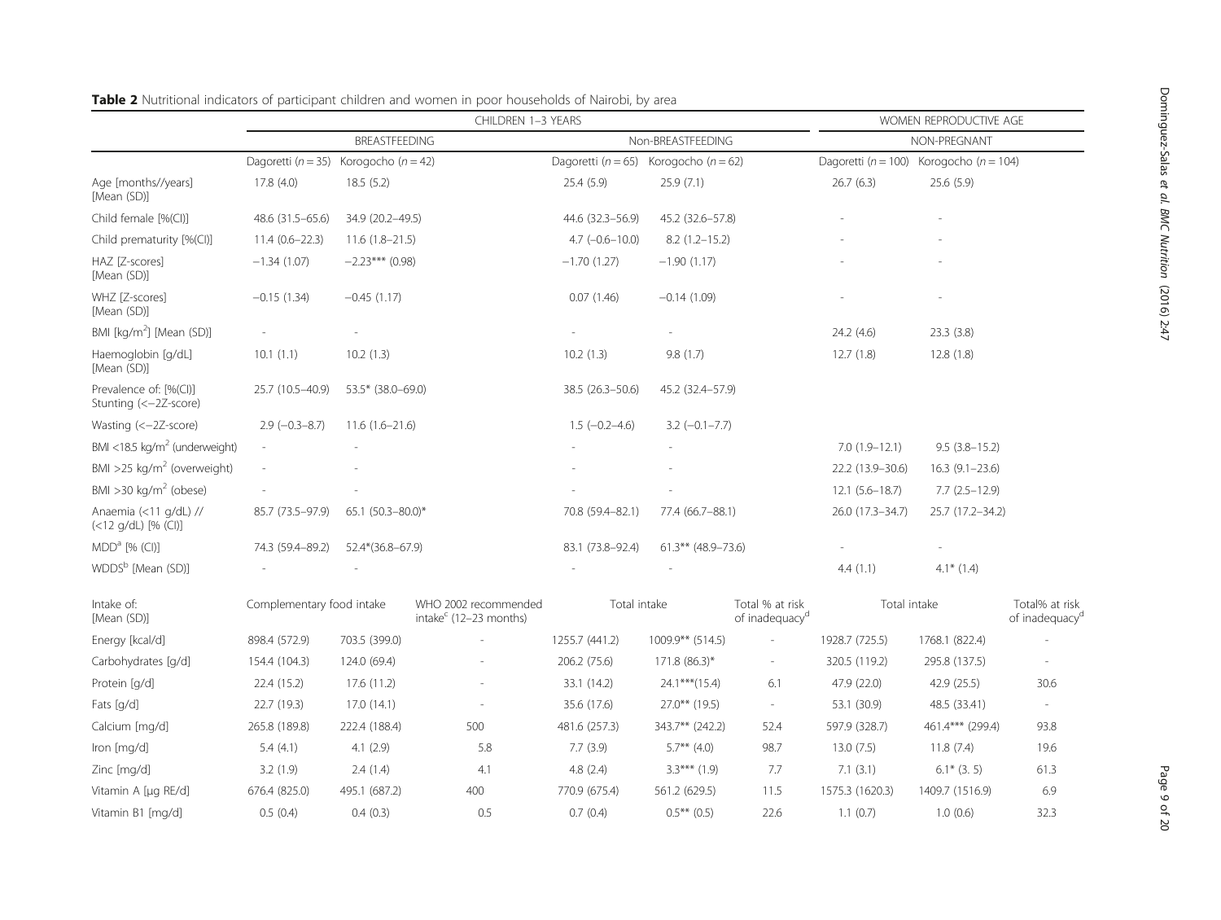**Table 2** Nutritional indicators of participant children and women in poor households of Nairobi, by area

| | CHILDREN 1–3 YEARS | | | | | | WOMEN REPRODUCTIVE AGE | | |
|---|---|---|---|---|---|---|---|---|---|
| | BREASTFEEDING | | | Non-BREASTFEEDING | | | NON-PREGNANT | | |
| | Dagoretti ($n = 35$) | Korogocho ($n = 42$) | | Dagoretti ($n = 65$) | Korogocho ($n = 62$) | | Dagoretti ($n = 100$) | Korogocho ($n = 104$) | |
| Age [months//years] [Mean (SD)] | 17.8 (4.0) | 18.5 (5.2) | | 25.4 (5.9) | 25.9 (7.1) | | 26.7 (6.3) | 25.6 (5.9) | |
| Child female [%(CI)] | 48.6 (31.5–65.6) | 34.9 (20.2–49.5) | | 44.6 (32.3–56.9) | 45.2 (32.6–57.8) | | - | - | |
| Child prematurity [%(CI)] | 11.4 (0.6–22.3) | 11.6 (1.8–21.5) | | 4.7 (−0.6–10.0) | 8.2 (1.2–15.2) | | - | - | |
| HAZ [Z-scores] [Mean (SD)] | −1.34 (1.07) | −2.23*** (0.98) | | −1.70 (1.27) | −1.90 (1.17) | | - | - | |
| WHZ [Z-scores] [Mean (SD)] | −0.15 (1.34) | −0.45 (1.17) | | 0.07 (1.46) | −0.14 (1.09) | | - | - | |
| BMI [kg/m$^2$] [Mean (SD)] | - | - | | - | - | | 24.2 (4.6) | 23.3 (3.8) | |
| Haemoglobin [g/dL] [Mean (SD)] | 10.1 (1.1) | 10.2 (1.3) | | 10.2 (1.3) | 9.8 (1.7) | | 12.7 (1.8) | 12.8 (1.8) | |
| Prevalence of: [%(CI)] Stunting (<−2Z-score) | 25.7 (10.5–40.9) | 53.5* (38.0–69.0) | | 38.5 (26.3–50.6) | 45.2 (32.4–57.9) | | | | |
| Wasting (<−2Z-score) | 2.9 (−0.3–8.7) | 11.6 (1.6–21.6) | | 1.5 (−0.2–4.6) | 3.2 (−0.1–7.7) | | | | |
| BMI <18.5 kg/m$^2$ (underweight) | - | - | | - | - | | 7.0 (1.9–12.1) | 9.5 (3.8–15.2) | |
| BMI >25 kg/m$^2$ (overweight) | - | - | | - | - | | 22.2 (13.9–30.6) | 16.3 (9.1–23.6) | |
| BMI >30 kg/m$^2$ (obese) | - | - | | - | - | | 12.1 (5.6–18.7) | 7.7 (2.5–12.9) | |
| Anaemia (<11 g/dL) // (<12 g/dL) [% (CI)] | 85.7 (73.5–97.9) | 65.1 (50.3–80.0)* | | 70.8 (59.4–82.1) | 77.4 (66.7–88.1) | | 26.0 (17.3–34.7) | 25.7 (17.2–34.2) | |
| MDD[a] [% (CI)] | 74.3 (59.4–89.2) | 52.4*(36.8–67.9) | | 83.1 (73.8–92.4) | 61.3** (48.9–73.6) | | - | - | |
| WDDS[b] [Mean (SD)] | - | - | | - | - | | 4.4 (1.1) | 4.1* (1.4) | |
| Intake of: [Mean (SD)] | Complementary food intake | | WHO 2002 recommended intake[c] (12–23 months) | Total intake | | Total % at risk of inadequacy[d] | Total intake | | Total% at risk of inadequacy[d] |
| Energy [kcal/d] | 898.4 (572.9) | 703.5 (399.0) | - | 1255.7 (441.2) | 1009.9** (514.5) | - | 1928.7 (725.5) | 1768.1 (822.4) | - |
| Carbohydrates [g/d] | 154.4 (104.3) | 124.0 (69.4) | - | 206.2 (75.6) | 171.8 (86.3)* | - | 320.5 (119.2) | 295.8 (137.5) | - |
| Protein [g/d] | 22.4 (15.2) | 17.6 (11.2) | - | 33.1 (14.2) | 24.1***(15.4) | 6.1 | 47.9 (22.0) | 42.9 (25.5) | 30.6 |
| Fats [g/d] | 22.7 (19.3) | 17.0 (14.1) | - | 35.6 (17.6) | 27.0** (19.5) | - | 53.1 (30.9) | 48.5 (33.41) | - |
| Calcium [mg/d] | 265.8 (189.8) | 222.4 (188.4) | 500 | 481.6 (257.3) | 343.7** (242.2) | 52.4 | 597.9 (328.7) | 461.4*** (299.4) | 93.8 |
| Iron [mg/d] | 5.4 (4.1) | 4.1 (2.9) | 5.8 | 7.7 (3.9) | 5.7** (4.0) | 98.7 | 13.0 (7.5) | 11.8 (7.4) | 19.6 |
| Zinc [mg/d] | 3.2 (1.9) | 2.4 (1.4) | 4.1 | 4.8 (2.4) | 3.3*** (1.9) | 7.7 | 7.1 (3.1) | 6.1* (3. 5) | 61.3 |
| Vitamin A [μg RE/d] | 676.4 (825.0) | 495.1 (687.2) | 400 | 770.9 (675.4) | 561.2 (629.5) | 11.5 | 1575.3 (1620.3) | 1409.7 (1516.9) | 6.9 |
| Vitamin B1 [mg/d] | 0.5 (0.4) | 0.4 (0.3) | 0.5 | 0.7 (0.4) | 0.5** (0.5) | 22.6 | 1.1 (0.7) | 1.0 (0.6) | 32.3 |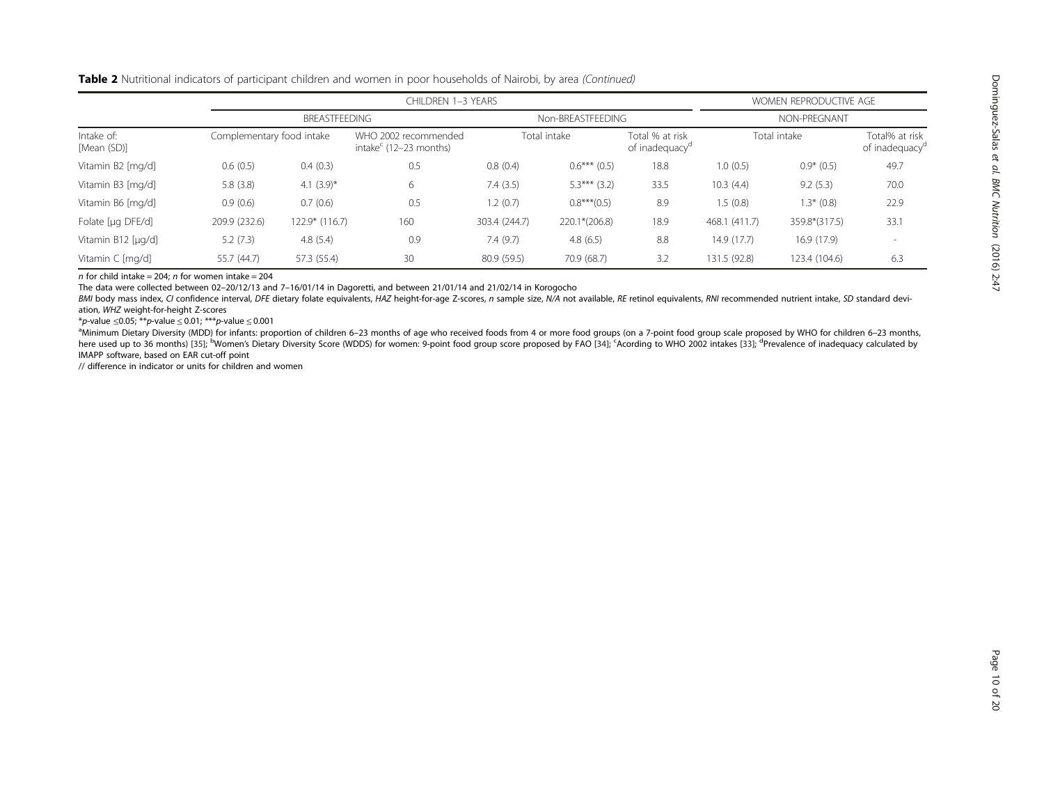**Table 2** Nutritional indicators of participant children and women in poor households of Nairobi, by area *(Continued)*

| | CHILDREN 1–3 YEARS | | | | | | WOMEN REPRODUCTIVE AGE | | |
|---|---|---|---|---|---|---|---|---|---|
| | BREASTFEEDING | | | Non-BREASTFEEDING | | | NON-PREGNANT | | |
| Intake of: [Mean (SD)] | Complementary food intake | | WHO 2002 recommended intake[c] (12–23 months) | Total intake | | Total % at risk of inadequacy[d] | Total intake | | Total% at risk of inadequacy[d] |
| Vitamin B2 [mg/d] | 0.6 (0.5) | 0.4 (0.3) | 0.5 | 0.8 (0.4) | 0.6*** (0.5) | 18.8 | 1.0 (0.5) | 0.9* (0.5) | 49.7 |
| Vitamin B3 [mg/d] | 5.8 (3.8) | 4.1 (3.9)* | 6 | 7.4 (3.5) | 5.3*** (3.2) | 33.5 | 10.3 (4.4) | 9.2 (5.3) | 70.0 |
| Vitamin B6 [mg/d] | 0.9 (0.6) | 0.7 (0.6) | 0.5 | 1.2 (0.7) | 0.8***(0.5) | 8.9 | 1.5 (0.8) | 1.3* (0.8) | 22.9 |
| Folate [μg DFE/d] | 209.9 (232.6) | 122.9* (116.7) | 160 | 303.4 (244.7) | 220.1*(206.8) | 18.9 | 468.1 (411.7) | 359.8*(317.5) | 33.1 |
| Vitamin B12 [μg/d] | 5.2 (7.3) | 4.8 (5.4) | 0.9 | 7.4 (9.7) | 4.8 (6.5) | 8.8 | 14.9 (17.7) | 16.9 (17.9) | - |
| Vitamin C [mg/d] | 55.7 (44.7) | 57.3 (55.4) | 30 | 80.9 (59.5) | 70.9 (68.7) | 3.2 | 131.5 (92.8) | 123.4 (104.6) | 6.3 |

*n* for child intake = 204; *n* for women intake = 204

The data were collected between 02–20/12/13 and 7–16/01/14 in Dagoretti, and between 21/01/14 and 21/02/14 in Korogocho

*BMI* body mass index, *CI* confidence interval, *DFE* dietary folate equivalents, *HAZ* height-for-age Z-scores, *n* sample size, *N/A* not available, *RE* retinol equivalents, *RNI* recommended nutrient intake, *SD* standard deviation, *WHZ* weight-for-height Z-scores

\**p*-value ≤0.05; \*\**p*-value ≤ 0.01; \*\*\**p*-value ≤ 0.001

[a]Minimum Dietary Diversity (MDD) for infants: proportion of children 6–23 months of age who received foods from 4 or more food groups (on a 7-point food group scale proposed by WHO for children 6–23 months, here used up to 36 months) [35]; [b]Women's Dietary Diversity Score (WDDS) for women: 9-point food group score proposed by FAO [34]; [c]Acording to WHO 2002 intakes [33]; [d]Prevalence of inadequacy calculated by IMAPP software, based on EAR cut-off point

// difference in indicator or units for children and women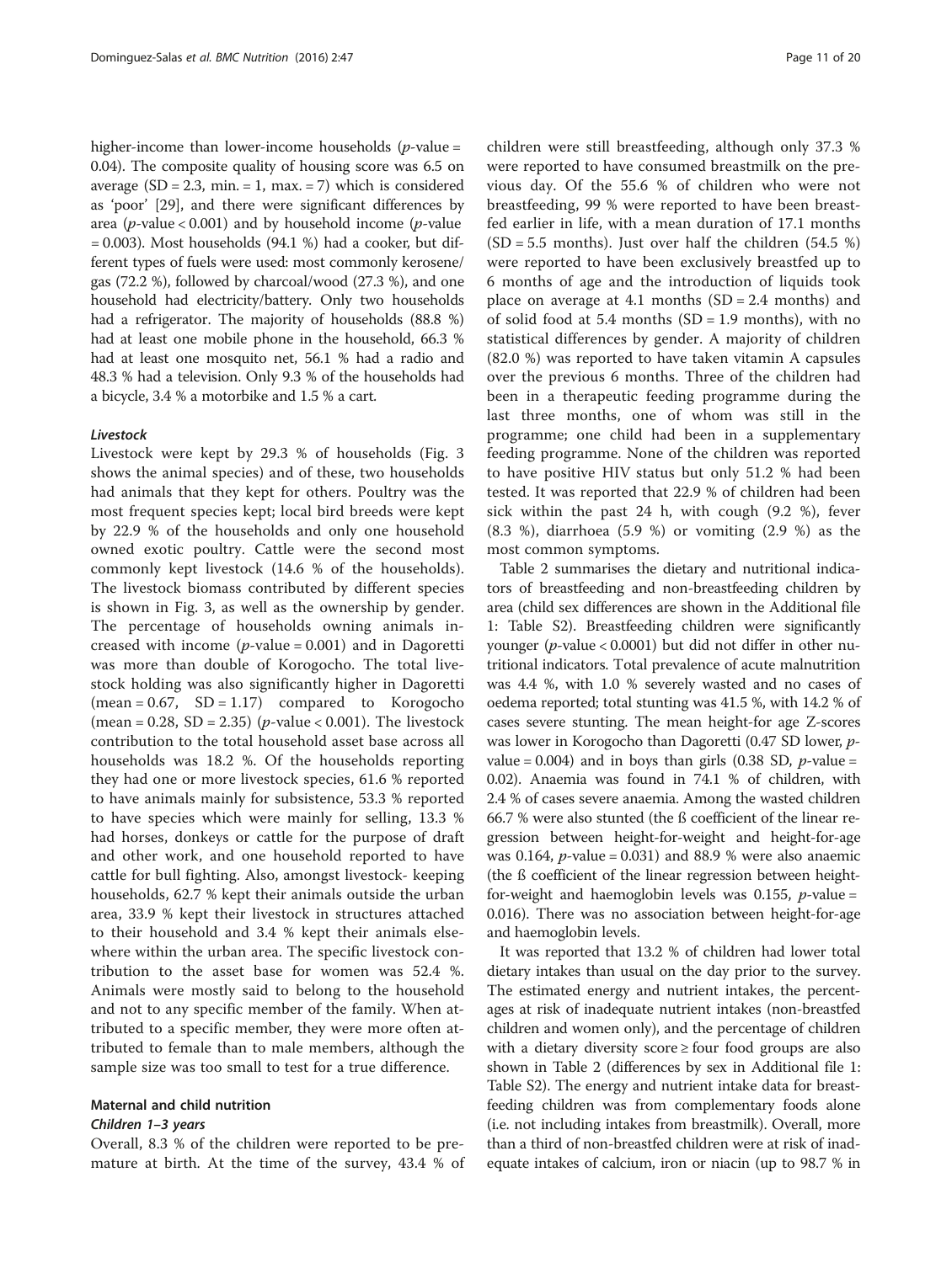higher-income than lower-income households ($p$-value = 0.04). The composite quality of housing score was 6.5 on average (SD = 2.3, min. = 1, max. = 7) which is considered as 'poor' [29], and there were significant differences by area ($p$-value < 0.001) and by household income ($p$-value = 0.003). Most households (94.1 %) had a cooker, but different types of fuels were used: most commonly kerosene/gas (72.2 %), followed by charcoal/wood (27.3 %), and one household had electricity/battery. Only two households had a refrigerator. The majority of households (88.8 %) had at least one mobile phone in the household, 66.3 % had at least one mosquito net, 56.1 % had a radio and 48.3 % had a television. Only 9.3 % of the households had a bicycle, 3.4 % a motorbike and 1.5 % a cart.

#### *Livestock*

Livestock were kept by 29.3 % of households (Fig. 3 shows the animal species) and of these, two households had animals that they kept for others. Poultry was the most frequent species kept; local bird breeds were kept by 22.9 % of the households and only one household owned exotic poultry. Cattle were the second most commonly kept livestock (14.6 % of the households). The livestock biomass contributed by different species is shown in Fig. 3, as well as the ownership by gender. The percentage of households owning animals increased with income ($p$-value = 0.001) and in Dagoretti was more than double of Korogocho. The total livestock holding was also significantly higher in Dagoretti (mean = 0.67, SD = 1.17) compared to Korogocho (mean = 0.28, SD = 2.35) ($p$-value < 0.001). The livestock contribution to the total household asset base across all households was 18.2 %. Of the households reporting they had one or more livestock species, 61.6 % reported to have animals mainly for subsistence, 53.3 % reported to have species which were mainly for selling, 13.3 % had horses, donkeys or cattle for the purpose of draft and other work, and one household reported to have cattle for bull fighting. Also, amongst livestock- keeping households, 62.7 % kept their animals outside the urban area, 33.9 % kept their livestock in structures attached to their household and 3.4 % kept their animals elsewhere within the urban area. The specific livestock contribution to the asset base for women was 52.4 %. Animals were mostly said to belong to the household and not to any specific member of the family. When attributed to a specific member, they were more often attributed to female than to male members, although the sample size was too small to test for a true difference.

### Maternal and child nutrition

#### *Children 1–3 years*

Overall, 8.3 % of the children were reported to be premature at birth. At the time of the survey, 43.4 % of children were still breastfeeding, although only 37.3 % were reported to have consumed breastmilk on the previous day. Of the 55.6 % of children who were not breastfeeding, 99 % were reported to have been breastfed earlier in life, with a mean duration of 17.1 months (SD = 5.5 months). Just over half the children (54.5 %) were reported to have been exclusively breastfed up to 6 months of age and the introduction of liquids took place on average at 4.1 months (SD = 2.4 months) and of solid food at 5.4 months (SD = 1.9 months), with no statistical differences by gender. A majority of children (82.0 %) was reported to have taken vitamin A capsules over the previous 6 months. Three of the children had been in a therapeutic feeding programme during the last three months, one of whom was still in the programme; one child had been in a supplementary feeding programme. None of the children was reported to have positive HIV status but only 51.2 % had been tested. It was reported that 22.9 % of children had been sick within the past 24 h, with cough (9.2 %), fever (8.3 %), diarrhoea (5.9 %) or vomiting (2.9 %) as the most common symptoms.

Table 2 summarises the dietary and nutritional indicators of breastfeeding and non-breastfeeding children by area (child sex differences are shown in the Additional file 1: Table S2). Breastfeeding children were significantly younger ($p$-value < 0.0001) but did not differ in other nutritional indicators. Total prevalence of acute malnutrition was 4.4 %, with 1.0 % severely wasted and no cases of oedema reported; total stunting was 41.5 %, with 14.2 % of cases severe stunting. The mean height-for age Z-scores was lower in Korogocho than Dagoretti (0.47 SD lower, $p$-value = 0.004) and in boys than girls (0.38 SD, $p$-value = 0.02). Anaemia was found in 74.1 % of children, with 2.4 % of cases severe anaemia. Among the wasted children 66.7 % were also stunted (the ß coefficient of the linear regression between height-for-weight and height-for-age was 0.164, $p$-value = 0.031) and 88.9 % were also anaemic (the ß coefficient of the linear regression between height-for-weight and haemoglobin levels was 0.155, $p$-value = 0.016). There was no association between height-for-age and haemoglobin levels.

It was reported that 13.2 % of children had lower total dietary intakes than usual on the day prior to the survey. The estimated energy and nutrient intakes, the percentages at risk of inadequate nutrient intakes (non-breastfed children and women only), and the percentage of children with a dietary diversity score ≥ four food groups are also shown in Table 2 (differences by sex in Additional file 1: Table S2). The energy and nutrient intake data for breastfeeding children was from complementary foods alone (i.e. not including intakes from breastmilk). Overall, more than a third of non-breastfed children were at risk of inadequate intakes of calcium, iron or niacin (up to 98.7 % in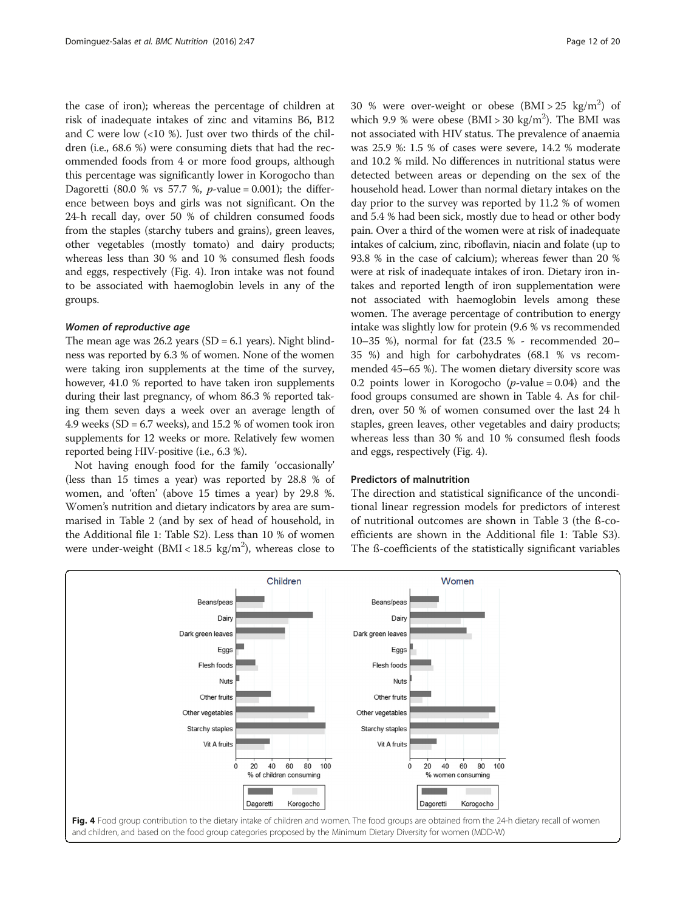the case of iron); whereas the percentage of children at risk of inadequate intakes of zinc and vitamins B6, B12 and C were low (<10 %). Just over two thirds of the children (i.e., 68.6 %) were consuming diets that had the recommended foods from 4 or more food groups, although this percentage was significantly lower in Korogocho than Dagoretti (80.0 % vs 57.7 %, *p*-value = 0.001); the difference between boys and girls was not significant. On the 24-h recall day, over 50 % of children consumed foods from the staples (starchy tubers and grains), green leaves, other vegetables (mostly tomato) and dairy products; whereas less than 30 % and 10 % consumed flesh foods and eggs, respectively (Fig. 4). Iron intake was not found to be associated with haemoglobin levels in any of the groups.

#### *Women of reproductive age*

The mean age was 26.2 years (SD = 6.1 years). Night blindness was reported by 6.3 % of women. None of the women were taking iron supplements at the time of the survey, however, 41.0 % reported to have taken iron supplements during their last pregnancy, of whom 86.3 % reported taking them seven days a week over an average length of 4.9 weeks (SD = 6.7 weeks), and 15.2 % of women took iron supplements for 12 weeks or more. Relatively few women reported being HIV-positive (i.e., 6.3 %).

Not having enough food for the family 'occasionally' (less than 15 times a year) was reported by 28.8 % of women, and 'often' (above 15 times a year) by 29.8 %. Women's nutrition and dietary indicators by area are summarised in Table 2 (and by sex of head of household, in the Additional file 1: Table S2). Less than 10 % of women were under-weight (BMI < 18.5 kg/m$^2$), whereas close to 30 % were over-weight or obese (BMI > 25 kg/m$^2$) of which 9.9 % were obese (BMI > 30 kg/m$^2$). The BMI was not associated with HIV status. The prevalence of anaemia was 25.9 %: 1.5 % of cases were severe, 14.2 % moderate and 10.2 % mild. No differences in nutritional status were detected between areas or depending on the sex of the household head. Lower than normal dietary intakes on the day prior to the survey was reported by 11.2 % of women and 5.4 % had been sick, mostly due to head or other body pain. Over a third of the women were at risk of inadequate intakes of calcium, zinc, riboflavin, niacin and folate (up to 93.8 % in the case of calcium); whereas fewer than 20 % were at risk of inadequate intakes of iron. Dietary iron intakes and reported length of iron supplementation were not associated with haemoglobin levels among these women. The average percentage of contribution to energy intake was slightly low for protein (9.6 % vs recommended 10–35 %), normal for fat (23.5 % - recommended 20–35 %) and high for carbohydrates (68.1 % vs recommended 45–65 %). The women dietary diversity score was 0.2 points lower in Korogocho (*p*-value = 0.04) and the food groups consumed are shown in Table 4. As for children, over 50 % of women consumed over the last 24 h staples, green leaves, other vegetables and dairy products; whereas less than 30 % and 10 % consumed flesh foods and eggs, respectively (Fig. 4).

### Predictors of malnutrition

The direction and statistical significance of the unconditional linear regression models for predictors of interest of nutritional outcomes are shown in Table 3 (the ß-coefficients are shown in the Additional file 1: Table S3). The ß-coefficients of the statistically significant variables

**Fig. 4** Food group contribution to the dietary intake of children and women. The food groups are obtained from the 24-h dietary recall of women and children, and based on the food group categories proposed by the Minimum Dietary Diversity for women (MDD-W)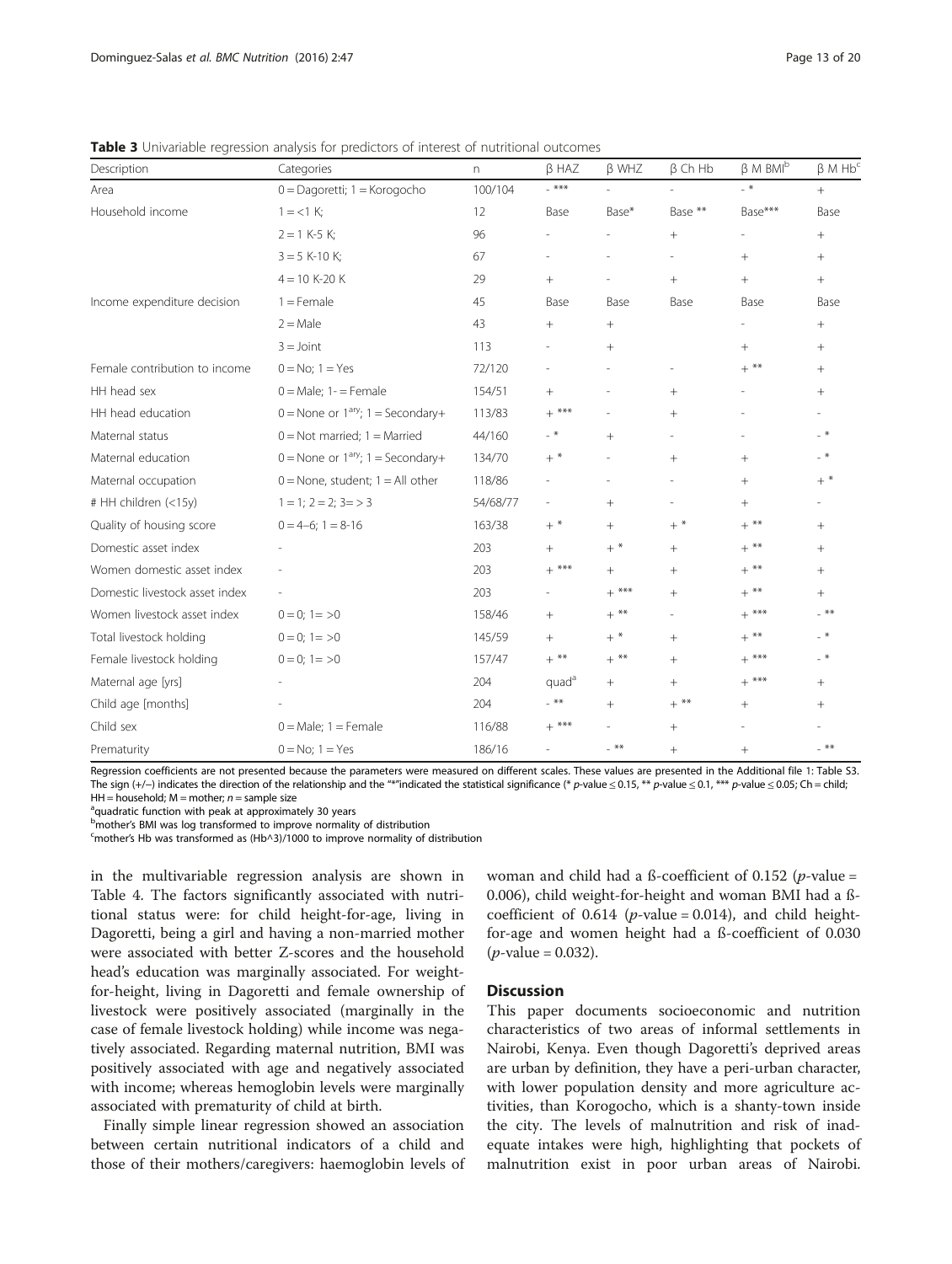**Table 3** Univariable regression analysis for predictors of interest of nutritional outcomes

| Description | Categories | n | β HAZ | β WHZ | β Ch Hb | β M BMI[b] | β M Hb[c] |
|---|---|---|---|---|---|---|---|
| Area | 0 = Dagoretti; 1 = Korogocho | 100/104 | - *** | - | - | - * | + |
| Household income | 1 = <1 K; | 12 | Base | Base* | Base ** | Base*** | Base |
| | 2 = 1 K-5 K; | 96 | - | - | + | - | + |
| | 3 = 5 K-10 K; | 67 | - | - | - | + | + |
| | 4 = 10 K-20 K | 29 | + | - | + | + | + |
| Income expenditure decision | 1 = Female | 45 | Base | Base | Base | Base | Base |
| | 2 = Male | 43 | + | + | | - | + |
| | 3 = Joint | 113 | - | + | | + | + |
| Female contribution to income | 0 = No; 1 = Yes | 72/120 | - | - | - | + ** | + |
| HH head sex | 0 = Male; 1- = Female | 154/51 | + | - | + | - | + |
| HH head education | 0 = None or 1[ary]; 1 = Secondary+ | 113/83 | + *** | - | + | - | - |
| Maternal status | 0 = Not married; 1 = Married | 44/160 | - * | + | - | - | - * |
| Maternal education | 0 = None or 1[ary]; 1 = Secondary+ | 134/70 | + * | - | + | + | - * |
| Maternal occupation | 0 = None, student; 1 = All other | 118/86 | - | - | - | + | + * |
| # HH children (<15y) | 1 = 1; 2 = 2; 3= > 3 | 54/68/77 | - | + | - | + | - |
| Quality of housing score | 0 = 4–6; 1 = 8-16 | 163/38 | + * | + | + * | + ** | + |
| Domestic asset index | - | 203 | + | + * | + | + ** | + |
| Women domestic asset index | - | 203 | + *** | + | + | + ** | + |
| Domestic livestock asset index | - | 203 | - | + *** | + | + ** | + |
| Women livestock asset index | 0 = 0; 1= >0 | 158/46 | + | + ** | - | + *** | - ** |
| Total livestock holding | 0 = 0; 1= >0 | 145/59 | + | + * | + | + ** | - * |
| Female livestock holding | 0 = 0; 1= >0 | 157/47 | + ** | + ** | + | + *** | - * |
| Maternal age [yrs] | - | 204 | quad[a] | + | + | + *** | + |
| Child age [months] | - | 204 | - ** | + | + ** | + | + |
| Child sex | 0 = Male; 1 = Female | 116/88 | + *** | - | + | - | - |
| Prematurity | 0 = No; 1 = Yes | 186/16 | - | - ** | + | + | - ** |

Regression coefficients are not presented because the parameters were measured on different scales. These values are presented in the Additional file 1: Table S3. The sign (+/−) indicates the direction of the relationship and the "*"indicated the statistical significance (* $p$-value ≤ 0.15, ** $p$-value ≤ 0.1, *** $p$-value ≤ 0.05; Ch = child; HH = household; M = mother; $n$ = sample size

[a]quadratic function with peak at approximately 30 years

[b]mother's BMI was log transformed to improve normality of distribution

[c]mother's Hb was transformed as (Hb^3)/1000 to improve normality of distribution

in the multivariable regression analysis are shown in Table 4. The factors significantly associated with nutritional status were: for child height-for-age, living in Dagoretti, being a girl and having a non-married mother were associated with better Z-scores and the household head's education was marginally associated. For weight-for-height, living in Dagoretti and female ownership of livestock were positively associated (marginally in the case of female livestock holding) while income was negatively associated. Regarding maternal nutrition, BMI was positively associated with age and negatively associated with income; whereas hemoglobin levels were marginally associated with prematurity of child at birth.

Finally simple linear regression showed an association between certain nutritional indicators of a child and those of their mothers/caregivers: haemoglobin levels of woman and child had a ß-coefficient of 0.152 ($p$-value = 0.006), child weight-for-height and woman BMI had a ß-coefficient of 0.614 ($p$-value = 0.014), and child height-for-age and women height had a ß-coefficient of 0.030 ($p$-value = 0.032).

## Discussion

This paper documents socioeconomic and nutrition characteristics of two areas of informal settlements in Nairobi, Kenya. Even though Dagoretti's deprived areas are urban by definition, they have a peri-urban character, with lower population density and more agriculture activities, than Korogocho, which is a shanty-town inside the city. The levels of malnutrition and risk of inadequate intakes were high, highlighting that pockets of malnutrition exist in poor urban areas of Nairobi.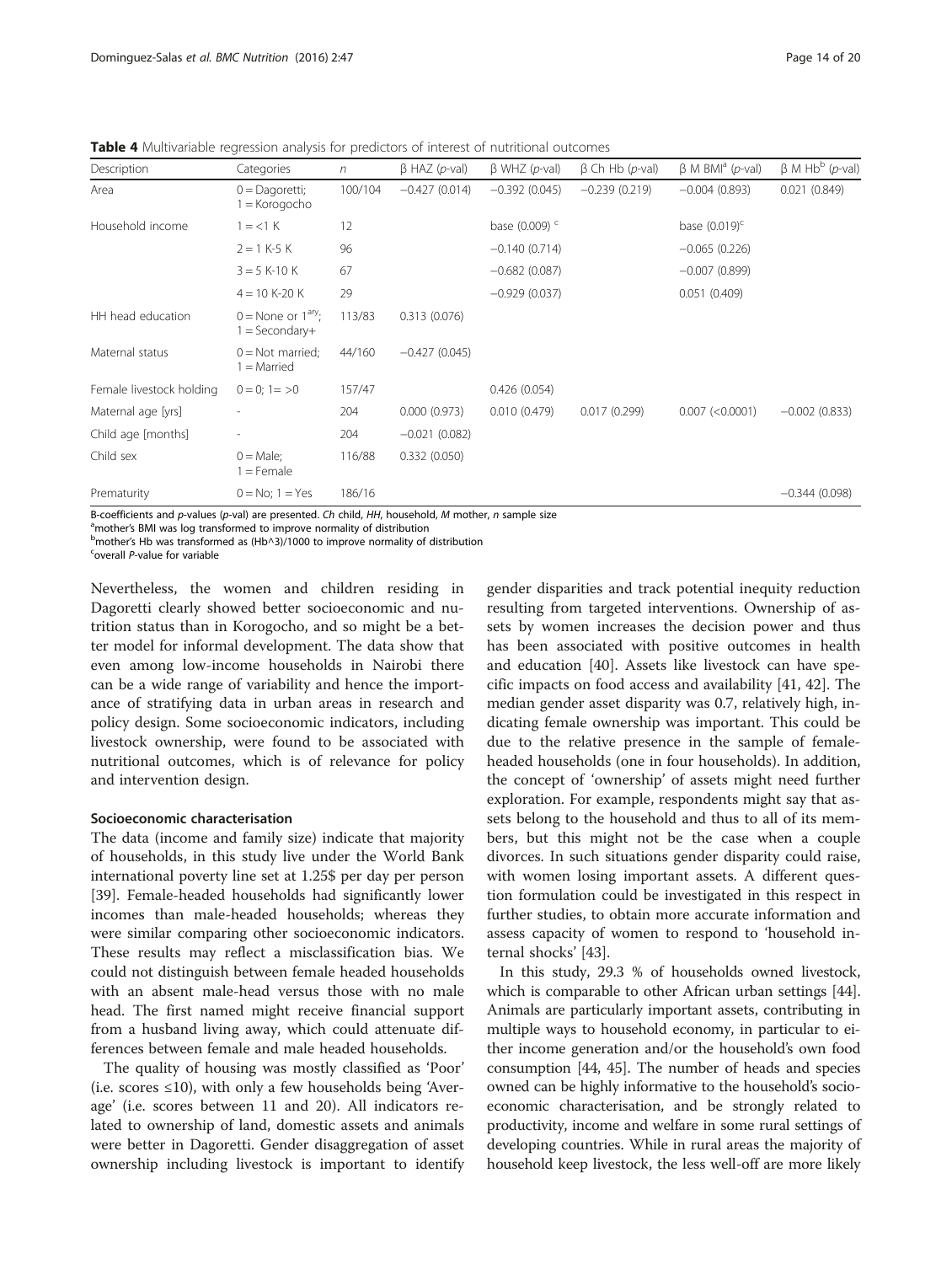**Table 4** Multivariable regression analysis for predictors of interest of nutritional outcomes

| Description | Categories | n | β HAZ (p-val) | β WHZ (p-val) | β Ch Hb (p-val) | β M BMI[a] (p-val) | β M Hb[b] (p-val) |
|---|---|---|---|---|---|---|---|
| Area | 0 = Dagoretti; 1 = Korogocho | 100/104 | −0.427 (0.014) | −0.392 (0.045) | −0.239 (0.219) | −0.004 (0.893) | 0.021 (0.849) |
| Household income | 1 = <1 K | 12 | | base (0.009) [c] | | base (0.019)[c] | |
| | 2 = 1 K-5 K | 96 | | −0.140 (0.714) | | −0.065 (0.226) | |
| | 3 = 5 K-10 K | 67 | | −0.682 (0.087) | | −0.007 (0.899) | |
| | 4 = 10 K-20 K | 29 | | −0.929 (0.037) | | 0.051 (0.409) | |
| HH head education | 0 = None or 1[ary]; 1 = Secondary+ | 113/83 | 0.313 (0.076) | | | | |
| Maternal status | 0 = Not married; 1 = Married | 44/160 | −0.427 (0.045) | | | | |
| Female livestock holding | 0 = 0; 1= >0 | 157/47 | | 0.426 (0.054) | | | |
| Maternal age [yrs] | - | 204 | 0.000 (0.973) | 0.010 (0.479) | 0.017 (0.299) | 0.007 (<0.0001) | −0.002 (0.833) |
| Child age [months] | - | 204 | −0.021 (0.082) | | | | |
| Child sex | 0 = Male; 1 = Female | 116/88 | 0.332 (0.050) | | | | |
| Prematurity | 0 = No; 1 = Yes | 186/16 | | | | | −0.344 (0.098) |

B-coefficients and p-values (p-val) are presented. *Ch* child, *HH*, household, *M* mother, *n* sample size
[a]mother's BMI was log transformed to improve normality of distribution
[b]mother's Hb was transformed as (Hb^3)/1000 to improve normality of distribution
[c]overall P-value for variable

Nevertheless, the women and children residing in Dagoretti clearly showed better socioeconomic and nutrition status than in Korogocho, and so might be a better model for informal development. The data show that even among low-income households in Nairobi there can be a wide range of variability and hence the importance of stratifying data in urban areas in research and policy design. Some socioeconomic indicators, including livestock ownership, were found to be associated with nutritional outcomes, which is of relevance for policy and intervention design.

#### Socioeconomic characterisation

The data (income and family size) indicate that majority of households, in this study live under the World Bank international poverty line set at 1.25$ per day per person [39]. Female-headed households had significantly lower incomes than male-headed households; whereas they were similar comparing other socioeconomic indicators. These results may reflect a misclassification bias. We could not distinguish between female headed households with an absent male-head versus those with no male head. The first named might receive financial support from a husband living away, which could attenuate differences between female and male headed households.

The quality of housing was mostly classified as 'Poor' (i.e. scores ≤10), with only a few households being 'Average' (i.e. scores between 11 and 20). All indicators related to ownership of land, domestic assets and animals were better in Dagoretti. Gender disaggregation of asset ownership including livestock is important to identify gender disparities and track potential inequity reduction resulting from targeted interventions. Ownership of assets by women increases the decision power and thus has been associated with positive outcomes in health and education [40]. Assets like livestock can have specific impacts on food access and availability [41, 42]. The median gender asset disparity was 0.7, relatively high, indicating female ownership was important. This could be due to the relative presence in the sample of female-headed households (one in four households). In addition, the concept of 'ownership' of assets might need further exploration. For example, respondents might say that assets belong to the household and thus to all of its members, but this might not be the case when a couple divorces. In such situations gender disparity could raise, with women losing important assets. A different question formulation could be investigated in this respect in further studies, to obtain more accurate information and assess capacity of women to respond to 'household internal shocks' [43].

In this study, 29.3 % of households owned livestock, which is comparable to other African urban settings [44]. Animals are particularly important assets, contributing in multiple ways to household economy, in particular to either income generation and/or the household's own food consumption [44, 45]. The number of heads and species owned can be highly informative to the household's socioeconomic characterisation, and be strongly related to productivity, income and welfare in some rural settings of developing countries. While in rural areas the majority of household keep livestock, the less well-off are more likely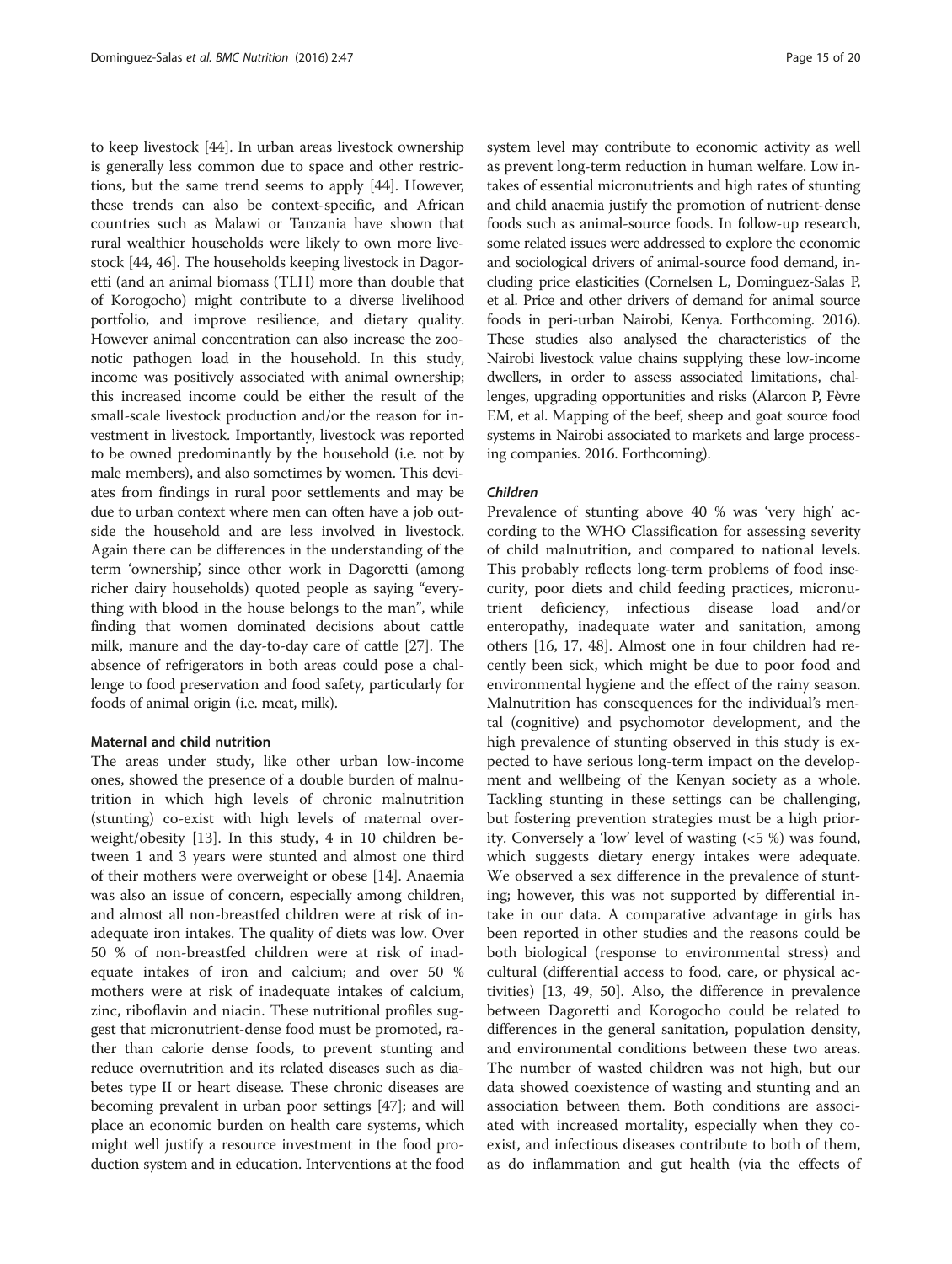to keep livestock [44]. In urban areas livestock ownership is generally less common due to space and other restrictions, but the same trend seems to apply [44]. However, these trends can also be context-specific, and African countries such as Malawi or Tanzania have shown that rural wealthier households were likely to own more livestock [44, 46]. The households keeping livestock in Dagoretti (and an animal biomass (TLH) more than double that of Korogocho) might contribute to a diverse livelihood portfolio, and improve resilience, and dietary quality. However animal concentration can also increase the zoonotic pathogen load in the household. In this study, income was positively associated with animal ownership; this increased income could be either the result of the small-scale livestock production and/or the reason for investment in livestock. Importantly, livestock was reported to be owned predominantly by the household (i.e. not by male members), and also sometimes by women. This deviates from findings in rural poor settlements and may be due to urban context where men can often have a job outside the household and are less involved in livestock. Again there can be differences in the understanding of the term 'ownership', since other work in Dagoretti (among richer dairy households) quoted people as saying "everything with blood in the house belongs to the man", while finding that women dominated decisions about cattle milk, manure and the day-to-day care of cattle [27]. The absence of refrigerators in both areas could pose a challenge to food preservation and food safety, particularly for foods of animal origin (i.e. meat, milk).

### Maternal and child nutrition

The areas under study, like other urban low-income ones, showed the presence of a double burden of malnutrition in which high levels of chronic malnutrition (stunting) co-exist with high levels of maternal overweight/obesity [13]. In this study, 4 in 10 children between 1 and 3 years were stunted and almost one third of their mothers were overweight or obese [14]. Anaemia was also an issue of concern, especially among children, and almost all non-breastfed children were at risk of inadequate iron intakes. The quality of diets was low. Over 50 % of non-breastfed children were at risk of inadequate intakes of iron and calcium; and over 50 % mothers were at risk of inadequate intakes of calcium, zinc, riboflavin and niacin. These nutritional profiles suggest that micronutrient-dense food must be promoted, rather than calorie dense foods, to prevent stunting and reduce overnutrition and its related diseases such as diabetes type II or heart disease. These chronic diseases are becoming prevalent in urban poor settings [47]; and will place an economic burden on health care systems, which might well justify a resource investment in the food production system and in education. Interventions at the food system level may contribute to economic activity as well as prevent long-term reduction in human welfare. Low intakes of essential micronutrients and high rates of stunting and child anaemia justify the promotion of nutrient-dense foods such as animal-source foods. In follow-up research, some related issues were addressed to explore the economic and sociological drivers of animal-source food demand, including price elasticities (Cornelsen L, Dominguez-Salas P, et al. Price and other drivers of demand for animal source foods in peri-urban Nairobi, Kenya. Forthcoming. 2016). These studies also analysed the characteristics of the Nairobi livestock value chains supplying these low-income dwellers, in order to assess associated limitations, challenges, upgrading opportunities and risks (Alarcon P, Fèvre EM, et al. Mapping of the beef, sheep and goat source food systems in Nairobi associated to markets and large processing companies. 2016. Forthcoming).

#### *Children*

Prevalence of stunting above 40 % was 'very high' according to the WHO Classification for assessing severity of child malnutrition, and compared to national levels. This probably reflects long-term problems of food insecurity, poor diets and child feeding practices, micronutrient deficiency, infectious disease load and/or enteropathy, inadequate water and sanitation, among others [16, 17, 48]. Almost one in four children had recently been sick, which might be due to poor food and environmental hygiene and the effect of the rainy season. Malnutrition has consequences for the individual's mental (cognitive) and psychomotor development, and the high prevalence of stunting observed in this study is expected to have serious long-term impact on the development and wellbeing of the Kenyan society as a whole. Tackling stunting in these settings can be challenging, but fostering prevention strategies must be a high priority. Conversely a 'low' level of wasting (<5 %) was found, which suggests dietary energy intakes were adequate. We observed a sex difference in the prevalence of stunting; however, this was not supported by differential intake in our data. A comparative advantage in girls has been reported in other studies and the reasons could be both biological (response to environmental stress) and cultural (differential access to food, care, or physical activities) [13, 49, 50]. Also, the difference in prevalence between Dagoretti and Korogocho could be related to differences in the general sanitation, population density, and environmental conditions between these two areas. The number of wasted children was not high, but our data showed coexistence of wasting and stunting and an association between them. Both conditions are associated with increased mortality, especially when they coexist, and infectious diseases contribute to both of them, as do inflammation and gut health (via the effects of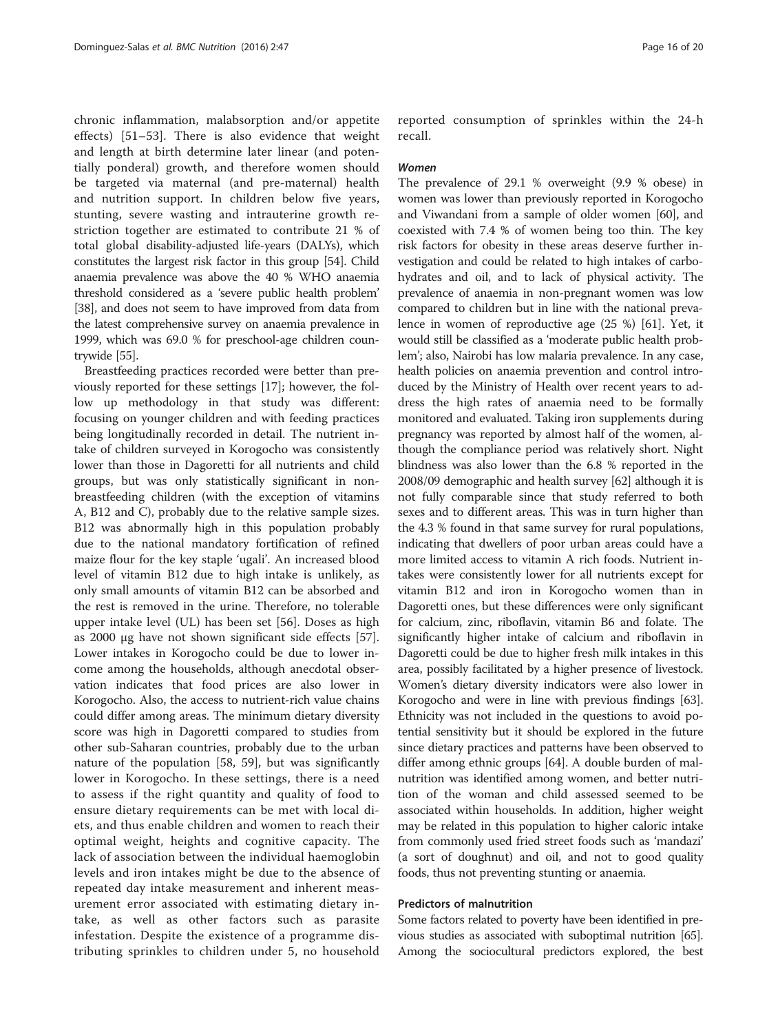chronic inflammation, malabsorption and/or appetite effects) [51–53]. There is also evidence that weight and length at birth determine later linear (and potentially ponderal) growth, and therefore women should be targeted via maternal (and pre-maternal) health and nutrition support. In children below five years, stunting, severe wasting and intrauterine growth restriction together are estimated to contribute 21 % of total global disability-adjusted life-years (DALYs), which constitutes the largest risk factor in this group [54]. Child anaemia prevalence was above the 40 % WHO anaemia threshold considered as a 'severe public health problem' [38], and does not seem to have improved from data from the latest comprehensive survey on anaemia prevalence in 1999, which was 69.0 % for preschool-age children countrywide [55].

Breastfeeding practices recorded were better than previously reported for these settings [17]; however, the follow up methodology in that study was different: focusing on younger children and with feeding practices being longitudinally recorded in detail. The nutrient intake of children surveyed in Korogocho was consistently lower than those in Dagoretti for all nutrients and child groups, but was only statistically significant in non-breastfeeding children (with the exception of vitamins A, B12 and C), probably due to the relative sample sizes. B12 was abnormally high in this population probably due to the national mandatory fortification of refined maize flour for the key staple 'ugali'. An increased blood level of vitamin B12 due to high intake is unlikely, as only small amounts of vitamin B12 can be absorbed and the rest is removed in the urine. Therefore, no tolerable upper intake level (UL) has been set [56]. Doses as high as 2000 μg have not shown significant side effects [57]. Lower intakes in Korogocho could be due to lower income among the households, although anecdotal observation indicates that food prices are also lower in Korogocho. Also, the access to nutrient-rich value chains could differ among areas. The minimum dietary diversity score was high in Dagoretti compared to studies from other sub-Saharan countries, probably due to the urban nature of the population [58, 59], but was significantly lower in Korogocho. In these settings, there is a need to assess if the right quantity and quality of food to ensure dietary requirements can be met with local diets, and thus enable children and women to reach their optimal weight, heights and cognitive capacity. The lack of association between the individual haemoglobin levels and iron intakes might be due to the absence of repeated day intake measurement and inherent measurement error associated with estimating dietary intake, as well as other factors such as parasite infestation. Despite the existence of a programme distributing sprinkles to children under 5, no household reported consumption of sprinkles within the 24-h recall.

#### *Women*

The prevalence of 29.1 % overweight (9.9 % obese) in women was lower than previously reported in Korogocho and Viwandani from a sample of older women [60], and coexisted with 7.4 % of women being too thin. The key risk factors for obesity in these areas deserve further investigation and could be related to high intakes of carbohydrates and oil, and to lack of physical activity. The prevalence of anaemia in non-pregnant women was low compared to children but in line with the national prevalence in women of reproductive age (25 %) [61]. Yet, it would still be classified as a 'moderate public health problem'; also, Nairobi has low malaria prevalence. In any case, health policies on anaemia prevention and control introduced by the Ministry of Health over recent years to address the high rates of anaemia need to be formally monitored and evaluated. Taking iron supplements during pregnancy was reported by almost half of the women, although the compliance period was relatively short. Night blindness was also lower than the 6.8 % reported in the 2008/09 demographic and health survey [62] although it is not fully comparable since that study referred to both sexes and to different areas. This was in turn higher than the 4.3 % found in that same survey for rural populations, indicating that dwellers of poor urban areas could have a more limited access to vitamin A rich foods. Nutrient intakes were consistently lower for all nutrients except for vitamin B12 and iron in Korogocho women than in Dagoretti ones, but these differences were only significant for calcium, zinc, riboflavin, vitamin B6 and folate. The significantly higher intake of calcium and riboflavin in Dagoretti could be due to higher fresh milk intakes in this area, possibly facilitated by a higher presence of livestock. Women's dietary diversity indicators were also lower in Korogocho and were in line with previous findings [63]. Ethnicity was not included in the questions to avoid potential sensitivity but it should be explored in the future since dietary practices and patterns have been observed to differ among ethnic groups [64]. A double burden of malnutrition was identified among women, and better nutrition of the woman and child assessed seemed to be associated within households. In addition, higher weight may be related in this population to higher caloric intake from commonly used fried street foods such as 'mandazi' (a sort of doughnut) and oil, and not to good quality foods, thus not preventing stunting or anaemia.

### Predictors of malnutrition

Some factors related to poverty have been identified in previous studies as associated with suboptimal nutrition [65]. Among the sociocultural predictors explored, the best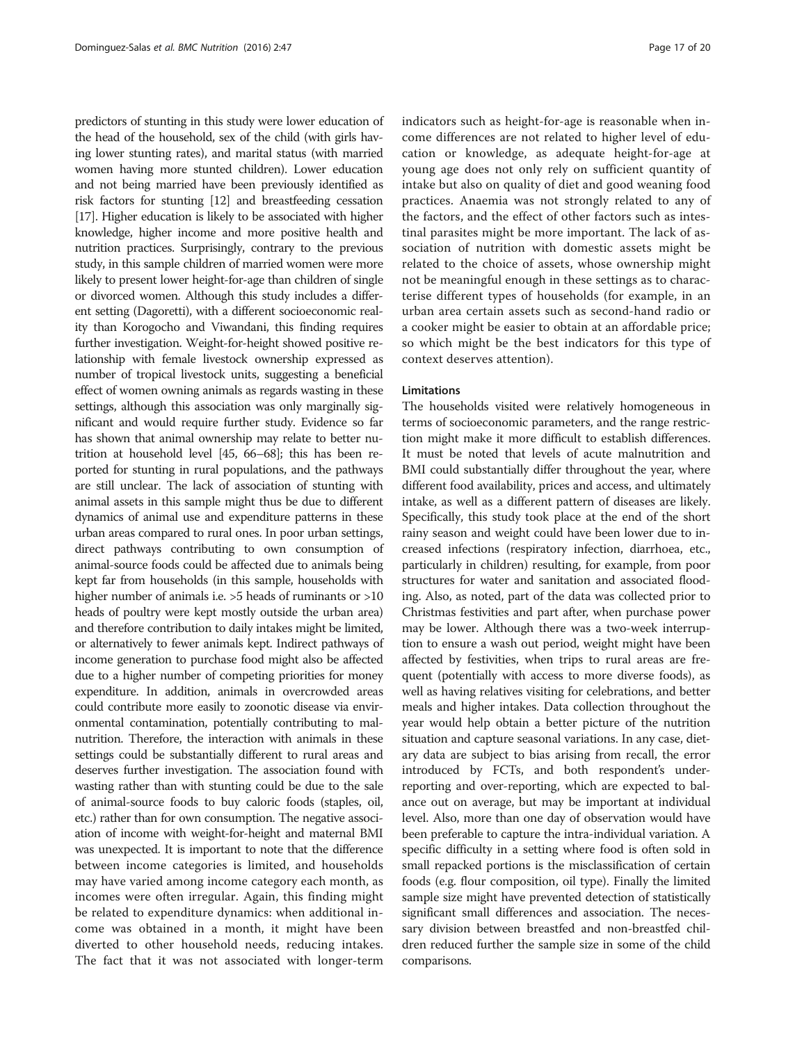predictors of stunting in this study were lower education of the head of the household, sex of the child (with girls having lower stunting rates), and marital status (with married women having more stunted children). Lower education and not being married have been previously identified as risk factors for stunting [12] and breastfeeding cessation [17]. Higher education is likely to be associated with higher knowledge, higher income and more positive health and nutrition practices. Surprisingly, contrary to the previous study, in this sample children of married women were more likely to present lower height-for-age than children of single or divorced women. Although this study includes a different setting (Dagoretti), with a different socioeconomic reality than Korogocho and Viwandani, this finding requires further investigation. Weight-for-height showed positive relationship with female livestock ownership expressed as number of tropical livestock units, suggesting a beneficial effect of women owning animals as regards wasting in these settings, although this association was only marginally significant and would require further study. Evidence so far has shown that animal ownership may relate to better nutrition at household level [45, 66–68]; this has been reported for stunting in rural populations, and the pathways are still unclear. The lack of association of stunting with animal assets in this sample might thus be due to different dynamics of animal use and expenditure patterns in these urban areas compared to rural ones. In poor urban settings, direct pathways contributing to own consumption of animal-source foods could be affected due to animals being kept far from households (in this sample, households with higher number of animals i.e. >5 heads of ruminants or >10 heads of poultry were kept mostly outside the urban area) and therefore contribution to daily intakes might be limited, or alternatively to fewer animals kept. Indirect pathways of income generation to purchase food might also be affected due to a higher number of competing priorities for money expenditure. In addition, animals in overcrowded areas could contribute more easily to zoonotic disease via environmental contamination, potentially contributing to malnutrition. Therefore, the interaction with animals in these settings could be substantially different to rural areas and deserves further investigation. The association found with wasting rather than with stunting could be due to the sale of animal-source foods to buy caloric foods (staples, oil, etc.) rather than for own consumption. The negative association of income with weight-for-height and maternal BMI was unexpected. It is important to note that the difference between income categories is limited, and households may have varied among income category each month, as incomes were often irregular. Again, this finding might be related to expenditure dynamics: when additional income was obtained in a month, it might have been diverted to other household needs, reducing intakes. The fact that it was not associated with longer-term indicators such as height-for-age is reasonable when income differences are not related to higher level of education or knowledge, as adequate height-for-age at young age does not only rely on sufficient quantity of intake but also on quality of diet and good weaning food practices. Anaemia was not strongly related to any of the factors, and the effect of other factors such as intestinal parasites might be more important. The lack of association of nutrition with domestic assets might be related to the choice of assets, whose ownership might not be meaningful enough in these settings as to characterise different types of households (for example, in an urban area certain assets such as second-hand radio or a cooker might be easier to obtain at an affordable price; so which might be the best indicators for this type of context deserves attention).

#### Limitations

The households visited were relatively homogeneous in terms of socioeconomic parameters, and the range restriction might make it more difficult to establish differences. It must be noted that levels of acute malnutrition and BMI could substantially differ throughout the year, where different food availability, prices and access, and ultimately intake, as well as a different pattern of diseases are likely. Specifically, this study took place at the end of the short rainy season and weight could have been lower due to increased infections (respiratory infection, diarrhoea, etc., particularly in children) resulting, for example, from poor structures for water and sanitation and associated flooding. Also, as noted, part of the data was collected prior to Christmas festivities and part after, when purchase power may be lower. Although there was a two-week interruption to ensure a wash out period, weight might have been affected by festivities, when trips to rural areas are frequent (potentially with access to more diverse foods), as well as having relatives visiting for celebrations, and better meals and higher intakes. Data collection throughout the year would help obtain a better picture of the nutrition situation and capture seasonal variations. In any case, dietary data are subject to bias arising from recall, the error introduced by FCTs, and both respondent's under-reporting and over-reporting, which are expected to balance out on average, but may be important at individual level. Also, more than one day of observation would have been preferable to capture the intra-individual variation. A specific difficulty in a setting where food is often sold in small repacked portions is the misclassification of certain foods (e.g. flour composition, oil type). Finally the limited sample size might have prevented detection of statistically significant small differences and association. The necessary division between breastfed and non-breastfed children reduced further the sample size in some of the child comparisons.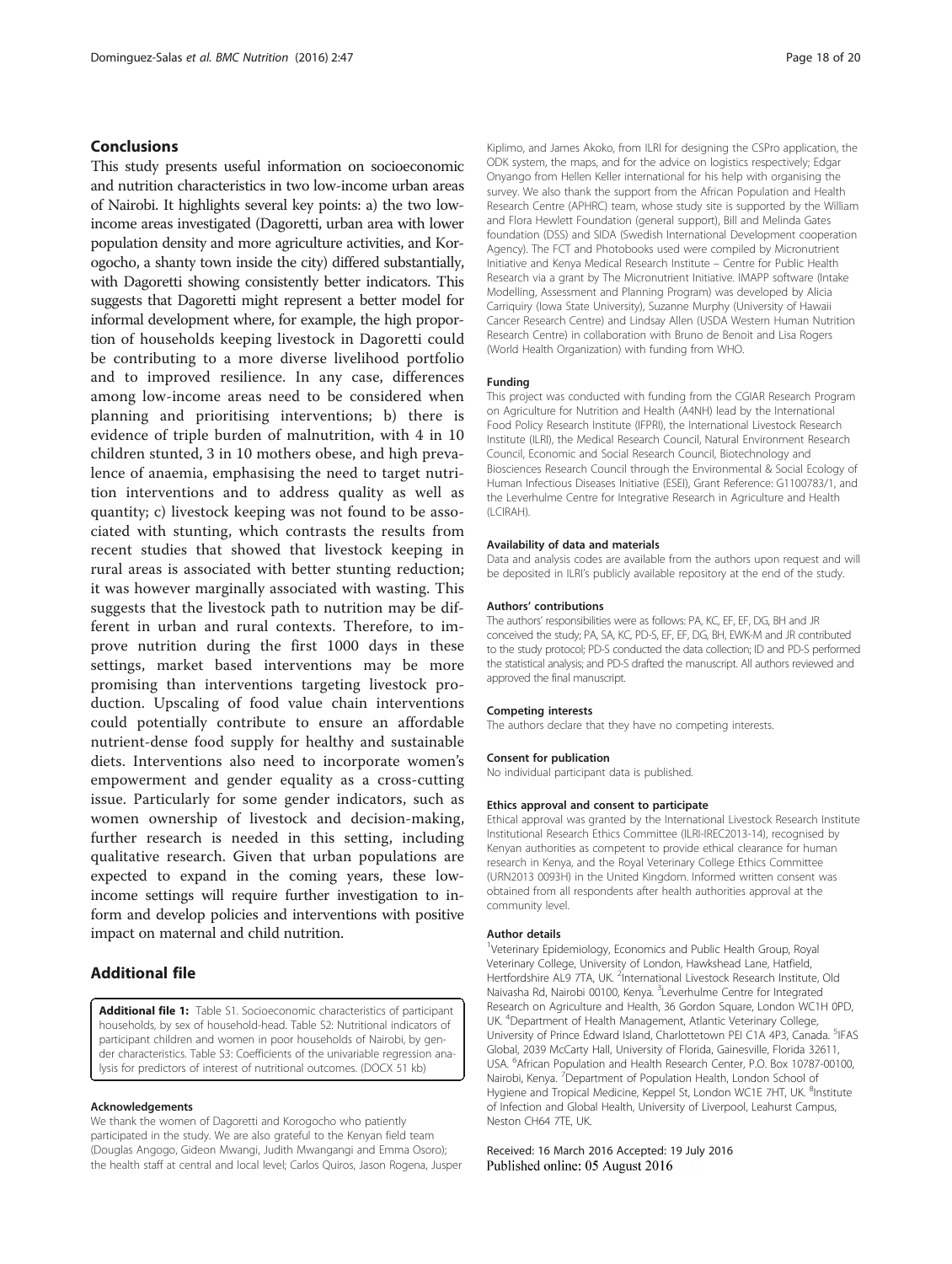## Conclusions

This study presents useful information on socioeconomic and nutrition characteristics in two low-income urban areas of Nairobi. It highlights several key points: a) the two low-income areas investigated (Dagoretti, urban area with lower population density and more agriculture activities, and Korogocho, a shanty town inside the city) differed substantially, with Dagoretti showing consistently better indicators. This suggests that Dagoretti might represent a better model for informal development where, for example, the high proportion of households keeping livestock in Dagoretti could be contributing to a more diverse livelihood portfolio and to improved resilience. In any case, differences among low-income areas need to be considered when planning and prioritising interventions; b) there is evidence of triple burden of malnutrition, with 4 in 10 children stunted, 3 in 10 mothers obese, and high prevalence of anaemia, emphasising the need to target nutrition interventions and to address quality as well as quantity; c) livestock keeping was not found to be associated with stunting, which contrasts the results from recent studies that showed that livestock keeping in rural areas is associated with better stunting reduction; it was however marginally associated with wasting. This suggests that the livestock path to nutrition may be different in urban and rural contexts. Therefore, to improve nutrition during the first 1000 days in these settings, market based interventions may be more promising than interventions targeting livestock production. Upscaling of food value chain interventions could potentially contribute to ensure an affordable nutrient-dense food supply for healthy and sustainable diets. Interventions also need to incorporate women's empowerment and gender equality as a cross-cutting issue. Particularly for some gender indicators, such as women ownership of livestock and decision-making, further research is needed in this setting, including qualitative research. Given that urban populations are expected to expand in the coming years, these low-income settings will require further investigation to inform and develop policies and interventions with positive impact on maternal and child nutrition.

## Additional file

**Additional file 1:** Table S1. Socioeconomic characteristics of participant households, by sex of household-head. Table S2: Nutritional indicators of participant children and women in poor households of Nairobi, by gender characteristics. Table S3: Coefficients of the univariable regression analysis for predictors of interest of nutritional outcomes. (DOCX 51 kb)

#### Acknowledgements

We thank the women of Dagoretti and Korogocho who patiently participated in the study. We are also grateful to the Kenyan field team (Douglas Angogo, Gideon Mwangi, Judith Mwangangi and Emma Osoro); the health staff at central and local level; Carlos Quiros, Jason Rogena, Jusper Kiplimo, and James Akoko, from ILRI for designing the CSPro application, the ODK system, the maps, and for the advice on logistics respectively; Edgar Onyango from Hellen Keller international for his help with organising the survey. We also thank the support from the African Population and Health Research Centre (APHRC) team, whose study site is supported by the William and Flora Hewlett Foundation (general support), Bill and Melinda Gates foundation (DSS) and SIDA (Swedish International Development cooperation Agency). The FCT and Photobooks used were compiled by Micronutrient Initiative and Kenya Medical Research Institute – Centre for Public Health Research via a grant by The Micronutrient Initiative. IMAPP software (Intake Modelling, Assessment and Planning Program) was developed by Alicia Carriquiry (Iowa State University), Suzanne Murphy (University of Hawaii Cancer Research Centre) and Lindsay Allen (USDA Western Human Nutrition Research Centre) in collaboration with Bruno de Benoit and Lisa Rogers (World Health Organization) with funding from WHO.

#### Funding

This project was conducted with funding from the CGIAR Research Program on Agriculture for Nutrition and Health (A4NH) lead by the International Food Policy Research Institute (IFPRI), the International Livestock Research Institute (ILRI), the Medical Research Council, Natural Environment Research Council, Economic and Social Research Council, Biotechnology and Biosciences Research Council through the Environmental & Social Ecology of Human Infectious Diseases Initiative (ESEI), Grant Reference: G1100783/1, and the Leverhulme Centre for Integrative Research in Agriculture and Health (LCIRAH).

#### Availability of data and materials

Data and analysis codes are available from the authors upon request and will be deposited in ILRI's publicly available repository at the end of the study.

#### Authors' contributions

The authors' responsibilities were as follows: PA, KC, EF, EF, DG, BH and JR conceived the study; PA, SA, KC, PD-S, EF, EF, DG, BH, EWK-M and JR contributed to the study protocol; PD-S conducted the data collection; ID and PD-S performed the statistical analysis; and PD-S drafted the manuscript. All authors reviewed and approved the final manuscript.

#### Competing interests

The authors declare that they have no competing interests.

#### Consent for publication

No individual participant data is published.

#### Ethics approval and consent to participate

Ethical approval was granted by the International Livestock Research Institute Institutional Research Ethics Committee (ILRI-IREC2013-14), recognised by Kenyan authorities as competent to provide ethical clearance for human research in Kenya, and the Royal Veterinary College Ethics Committee (URN2013 0093H) in the United Kingdom. Informed written consent was obtained from all respondents after health authorities approval at the community level.

#### Author details

[1]Veterinary Epidemiology, Economics and Public Health Group, Royal Veterinary College, University of London, Hawkshead Lane, Hatfield, Hertfordshire AL9 7TA, UK. [2]International Livestock Research Institute, Old Naivasha Rd, Nairobi 00100, Kenya. [3]Leverhulme Centre for Integrated Research on Agriculture and Health, 36 Gordon Square, London WC1H 0PD, UK. [4]Department of Health Management, Atlantic Veterinary College, University of Prince Edward Island, Charlottetown PEI C1A 4P3, Canada. [5]IFAS Global, 2039 McCarty Hall, University of Florida, Gainesville, Florida 32611, USA. [6]African Population and Health Research Center, P.O. Box 10787-00100, Nairobi, Kenya. [7]Department of Population Health, London School of Hygiene and Tropical Medicine, Keppel St, London WC1E 7HT, UK. [8]Institute of Infection and Global Health, University of Liverpool, Leahurst Campus, Neston CH64 7TE, UK.

Received: 16 March 2016 Accepted: 19 July 2016
Published online: 05 August 2016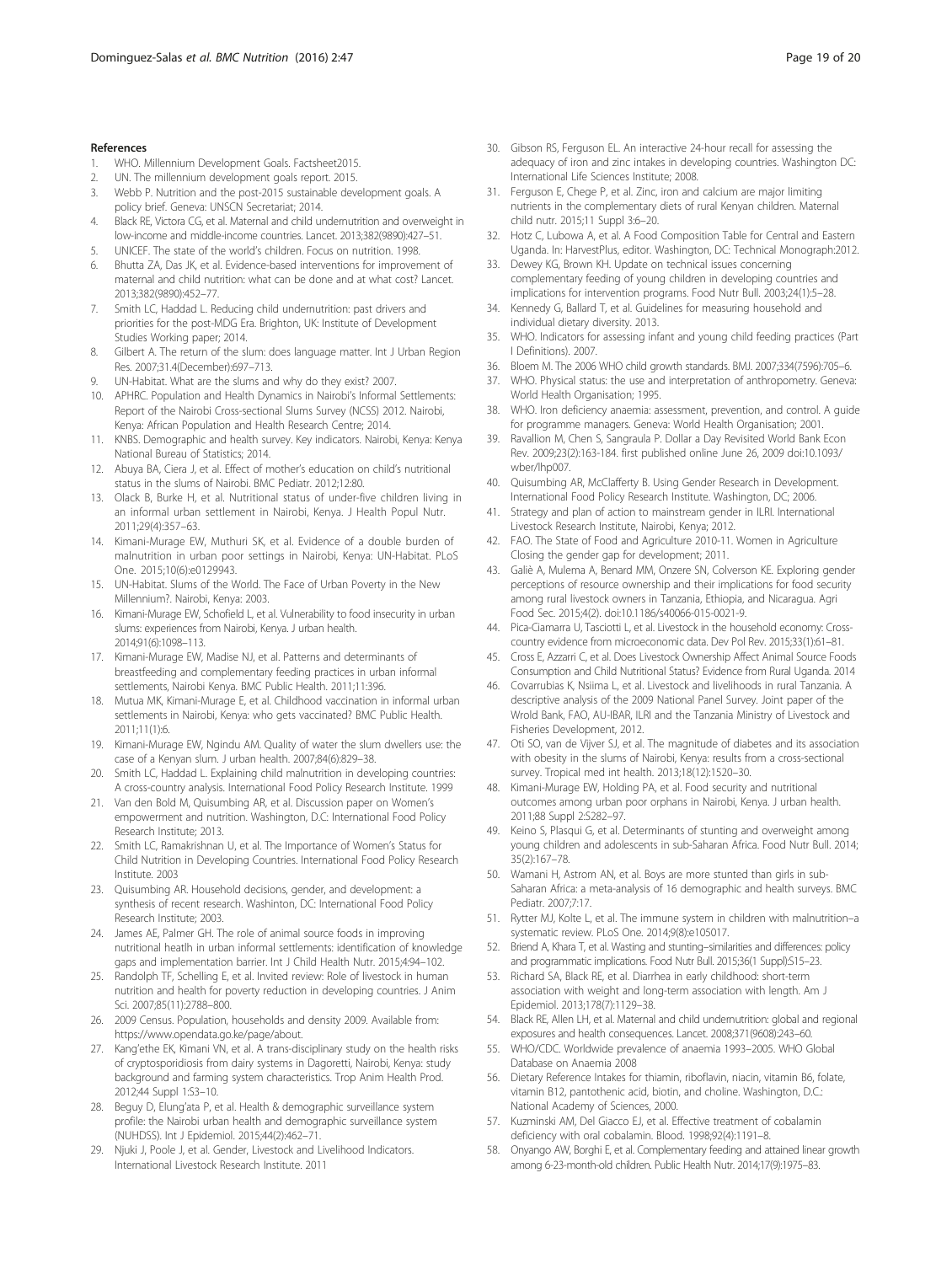## References

1. WHO. Millennium Development Goals. Factsheet2015.
2. UN. The millennium development goals report. 2015.
3. Webb P. Nutrition and the post-2015 sustainable development goals. A policy brief. Geneva: UNSCN Secretariat; 2014.
4. Black RE, Victora CG, et al. Maternal and child undernutrition and overweight in low-income and middle-income countries. Lancet. 2013;382(9890):427–51.
5. UNICEF. The state of the world's children. Focus on nutrition. 1998.
6. Bhutta ZA, Das JK, et al. Evidence-based interventions for improvement of maternal and child nutrition: what can be done and at what cost? Lancet. 2013;382(9890):452–77.
7. Smith LC, Haddad L. Reducing child undernutrition: past drivers and priorities for the post-MDG Era. Brighton, UK: Institute of Development Studies Working paper; 2014.
8. Gilbert A. The return of the slum: does language matter. Int J Urban Region Res. 2007;31.4(December):697–713.
9. UN-Habitat. What are the slums and why do they exist? 2007.
10. APHRC. Population and Health Dynamics in Nairobi's Informal Settlements: Report of the Nairobi Cross-sectional Slums Survey (NCSS) 2012. Nairobi, Kenya: African Population and Health Research Centre; 2014.
11. KNBS. Demographic and health survey. Key indicators. Nairobi, Kenya: Kenya National Bureau of Statistics; 2014.
12. Abuya BA, Ciera J, et al. Effect of mother's education on child's nutritional status in the slums of Nairobi. BMC Pediatr. 2012;12:80.
13. Olack B, Burke H, et al. Nutritional status of under-five children living in an informal urban settlement in Nairobi, Kenya. J Health Popul Nutr. 2011;29(4):357–63.
14. Kimani-Murage EW, Muthuri SK, et al. Evidence of a double burden of malnutrition in urban poor settings in Nairobi, Kenya: UN-Habitat. PLoS One. 2015;10(6):e0129943.
15. UN-Habitat. Slums of the World. The Face of Urban Poverty in the New Millennium?. Nairobi, Kenya: 2003.
16. Kimani-Murage EW, Schofield L, et al. Vulnerability to food insecurity in urban slums: experiences from Nairobi, Kenya. J urban health. 2014;91(6):1098–113.
17. Kimani-Murage EW, Madise NJ, et al. Patterns and determinants of breastfeeding and complementary feeding practices in urban informal settlements, Nairobi Kenya. BMC Public Health. 2011;11:396.
18. Mutua MK, Kimani-Murage E, et al. Childhood vaccination in informal urban settlements in Nairobi, Kenya: who gets vaccinated? BMC Public Health. 2011;11(1):6.
19. Kimani-Murage EW, Ngindu AM. Quality of water the slum dwellers use: the case of a Kenyan slum. J urban health. 2007;84(6):829–38.
20. Smith LC, Haddad L. Explaining child malnutrition in developing countries: A cross-country analysis. International Food Policy Research Institute. 1999
21. Van den Bold M, Quisumbing AR, et al. Discussion paper on Women's empowerment and nutrition. Washington, D.C: International Food Policy Research Institute; 2013.
22. Smith LC, Ramakrishnan U, et al. The Importance of Women's Status for Child Nutrition in Developing Countries. International Food Policy Research Institute. 2003
23. Quisumbing AR. Household decisions, gender, and development: a synthesis of recent research. Washinton, DC: International Food Policy Research Institute; 2003.
24. James AE, Palmer GH. The role of animal source foods in improving nutritional heatlh in urban informal settlements: identification of knowledge gaps and implementation barrier. Int J Child Health Nutr. 2015;4:94–102.
25. Randolph TF, Schelling E, et al. Invited review: Role of livestock in human nutrition and health for poverty reduction in developing countries. J Anim Sci. 2007;85(11):2788–800.
26. 2009 Census. Population, households and density 2009. Available from: https://www.opendata.go.ke/page/about.
27. Kang'ethe EK, Kimani VN, et al. A trans-disciplinary study on the health risks of cryptosporidiosis from dairy systems in Dagoretti, Nairobi, Kenya: study background and farming system characteristics. Trop Anim Health Prod. 2012;44 Suppl 1:S3–10.
28. Beguy D, Elung'ata P, et al. Health & demographic surveillance system profile: the Nairobi urban health and demographic surveillance system (NUHDSS). Int J Epidemiol. 2015;44(2):462–71.
29. Njuki J, Poole J, et al. Gender, Livestock and Livelihood Indicators. International Livestock Research Institute. 2011
30. Gibson RS, Ferguson EL. An interactive 24-hour recall for assessing the adequacy of iron and zinc intakes in developing countries. Washington DC: International Life Sciences Institute; 2008.
31. Ferguson E, Chege P, et al. Zinc, iron and calcium are major limiting nutrients in the complementary diets of rural Kenyan children. Maternal child nutr. 2015;11 Suppl 3:6–20.
32. Hotz C, Lubowa A, et al. A Food Composition Table for Central and Eastern Uganda. In: HarvestPlus, editor. Washington, DC: Technical Monograph:2012.
33. Dewey KG, Brown KH. Update on technical issues concerning complementary feeding of young children in developing countries and implications for intervention programs. Food Nutr Bull. 2003;24(1):5–28.
34. Kennedy G, Ballard T, et al. Guidelines for measuring household and individual dietary diversity. 2013.
35. WHO. Indicators for assessing infant and young child feeding practices (Part I Definitions). 2007.
36. Bloem M. The 2006 WHO child growth standards. BMJ. 2007;334(7596):705–6.
37. WHO. Physical status: the use and interpretation of anthropometry. Geneva: World Health Organisation; 1995.
38. WHO. Iron deficiency anaemia: assessment, prevention, and control. A guide for programme managers. Geneva: World Health Organisation; 2001.
39. Ravallion M, Chen S, Sangraula P. Dollar a Day Revisited World Bank Econ Rev. 2009;23(2):163-184. first published online June 26, 2009 doi:10.1093/wber/lhp007.
40. Quisumbing AR, McClafferty B. Using Gender Research in Development. International Food Policy Research Institute. Washington, DC; 2006.
41. Strategy and plan of action to mainstream gender in ILRI. International Livestock Research Institute, Nairobi, Kenya; 2012.
42. FAO. The State of Food and Agriculture 2010-11. Women in Agriculture Closing the gender gap for development; 2011.
43. Galiè A, Mulema A, Benard MM, Onzere SN, Colverson KE. Exploring gender perceptions of resource ownership and their implications for food security among rural livestock owners in Tanzania, Ethiopia, and Nicaragua. Agri Food Sec. 2015;4(2). doi:10.1186/s40066-015-0021-9.
44. Pica-Ciamarra U, Tasciotti L, et al. Livestock in the household economy: Cross-country evidence from microeconomic data. Dev Pol Rev. 2015;33(1):61–81.
45. Cross E, Azzarri C, et al. Does Livestock Ownership Affect Animal Source Foods Consumption and Child Nutritional Status? Evidence from Rural Uganda. 2014
46. Covarrubias K, Nsiima L, et al. Livestock and livelihoods in rural Tanzania. A descriptive analysis of the 2009 National Panel Survey. Joint paper of the Wrold Bank, FAO, AU-IBAR, ILRI and the Tanzania Ministry of Livestock and Fisheries Development, 2012.
47. Oti SO, van de Vijver SJ, et al. The magnitude of diabetes and its association with obesity in the slums of Nairobi, Kenya: results from a cross-sectional survey. Tropical med int health. 2013;18(12):1520–30.
48. Kimani-Murage EW, Holding PA, et al. Food security and nutritional outcomes among urban poor orphans in Nairobi, Kenya. J urban health. 2011;88 Suppl 2:S282–97.
49. Keino S, Plasqui G, et al. Determinants of stunting and overweight among young children and adolescents in sub-Saharan Africa. Food Nutr Bull. 2014;35(2):167–78.
50. Wamani H, Astrom AN, et al. Boys are more stunted than girls in sub-Saharan Africa: a meta-analysis of 16 demographic and health surveys. BMC Pediatr. 2007;7:17.
51. Rytter MJ, Kolte L, et al. The immune system in children with malnutrition–a systematic review. PLoS One. 2014;9(8):e105017.
52. Briend A, Khara T, et al. Wasting and stunting–similarities and differences: policy and programmatic implications. Food Nutr Bull. 2015;36(1 Suppl):S15–23.
53. Richard SA, Black RE, et al. Diarrhea in early childhood: short-term association with weight and long-term association with length. Am J Epidemiol. 2013;178(7):1129–38.
54. Black RE, Allen LH, et al. Maternal and child undernutrition: global and regional exposures and health consequences. Lancet. 2008;371(9608):243–60.
55. WHO/CDC. Worldwide prevalence of anaemia 1993–2005. WHO Global Database on Anaemia 2008
56. Dietary Reference Intakes for thiamin, riboflavin, niacin, vitamin B6, folate, vitamin B12, pantothenic acid, biotin, and choline. Washington, D.C.: National Academy of Sciences, 2000.
57. Kuzminski AM, Del Giacco EJ, et al. Effective treatment of cobalamin deficiency with oral cobalamin. Blood. 1998;92(4):1191–8.
58. Onyango AW, Borghi E, et al. Complementary feeding and attained linear growth among 6-23-month-old children. Public Health Nutr. 2014;17(9):1975–83.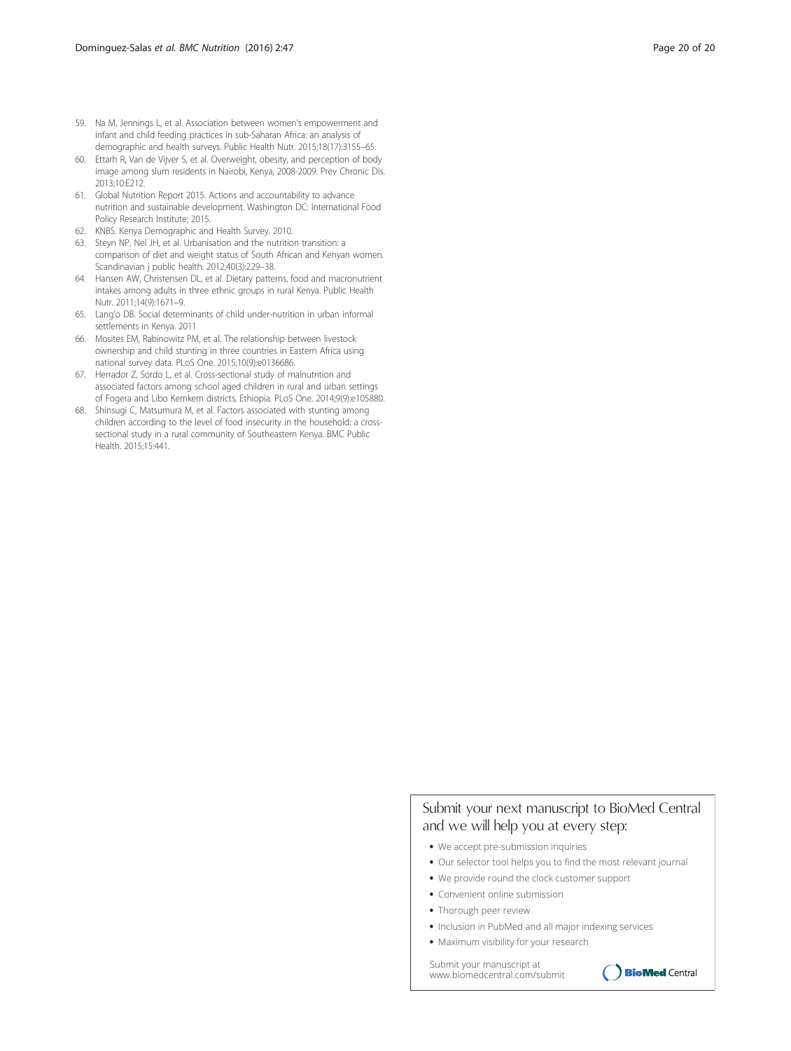59. Na M, Jennings L, et al. Association between women's empowerment and infant and child feeding practices in sub-Saharan Africa: an analysis of demographic and health surveys. Public Health Nutr. 2015;18(17):3155–65.
60. Ettarh R, Van de Vijver S, et al. Overweight, obesity, and perception of body image among slum residents in Nairobi, Kenya, 2008-2009. Prev Chronic Dis. 2013;10:E212.
61. Global Nutrition Report 2015. Actions and accountability to advance nutrition and sustainable development. Washington DC: International Food Policy Research Institute; 2015.
62. KNBS. Kenya Demographic and Health Survey. 2010.
63. Steyn NP, Nel JH, et al. Urbanisation and the nutrition transition: a comparison of diet and weight status of South African and Kenyan women. Scandinavian j public health. 2012;40(3):229–38.
64. Hansen AW, Christensen DL, et al. Dietary patterns, food and macronutrient intakes among adults in three ethnic groups in rural Kenya. Public Health Nutr. 2011;14(9):1671–9.
65. Lang'o DB. Social determinants of child under-nutrition in urban informal settlements in Kenya. 2011
66. Mosites EM, Rabinowitz PM, et al. The relationship between livestock ownership and child stunting in three countries in Eastern Africa using national survey data. PLoS One. 2015;10(9):e0136686.
67. Herrador Z, Sordo L, et al. Cross-sectional study of malnutrition and associated factors among school aged children in rural and urban settings of Fogera and Libo Kemkem districts, Ethiopia. PLoS One. 2014;9(9):e105880.
68. Shinsugi C, Matsumura M, et al. Factors associated with stunting among children according to the level of food insecurity in the household: a cross-sectional study in a rural community of Southeastern Kenya. BMC Public Health. 2015;15:441.

Submit your next manuscript to BioMed Central and we will help you at every step:

- We accept pre-submission inquiries
- Our selector tool helps you to find the most relevant journal
- We provide round the clock customer support
- Convenient online submission
- Thorough peer review
- Inclusion in PubMed and all major indexing services
- Maximum visibility for your research

Submit your manuscript at
www.biomedcentral.com/submit

BioMed Central